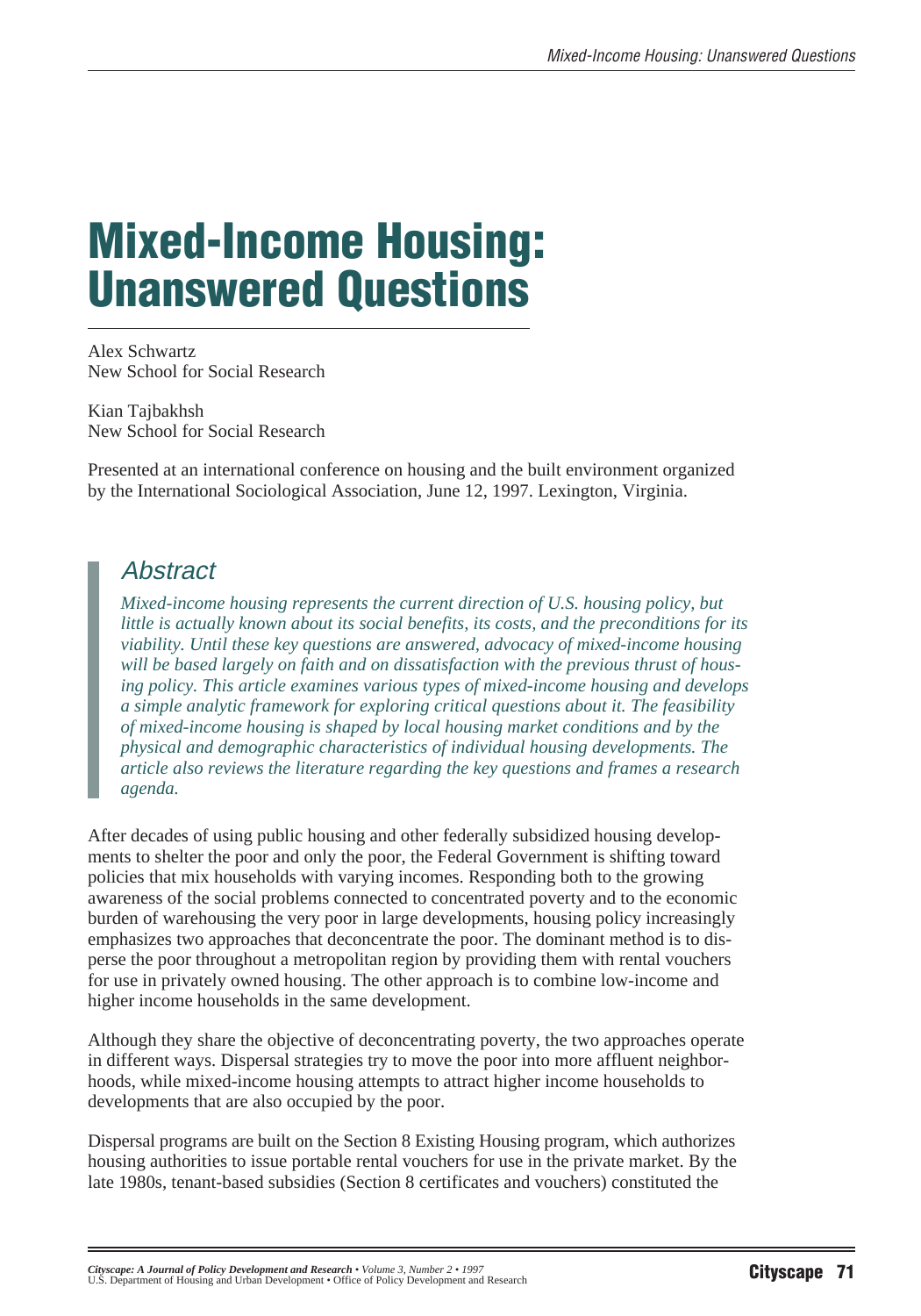# Mixed-Income Housing: Unanswered Questions

Alex Schwartz
New School for Social Research

Kian Tajbakhsh
New School for Social Research

Presented at an international conference on housing and the built environment organized by the International Sociological Association, June 12, 1997. Lexington, Virginia.

## Abstract

*Mixed-income housing represents the current direction of U.S. housing policy, but little is actually known about its social benefits, its costs, and the preconditions for its viability. Until these key questions are answered, advocacy of mixed-income housing will be based largely on faith and on dissatisfaction with the previous thrust of housing policy. This article examines various types of mixed-income housing and develops a simple analytic framework for exploring critical questions about it. The feasibility of mixed-income housing is shaped by local housing market conditions and by the physical and demographic characteristics of individual housing developments. The article also reviews the literature regarding the key questions and frames a research agenda.*

After decades of using public housing and other federally subsidized housing developments to shelter the poor and only the poor, the Federal Government is shifting toward policies that mix households with varying incomes. Responding both to the growing awareness of the social problems connected to concentrated poverty and to the economic burden of warehousing the very poor in large developments, housing policy increasingly emphasizes two approaches that deconcentrate the poor. The dominant method is to disperse the poor throughout a metropolitan region by providing them with rental vouchers for use in privately owned housing. The other approach is to combine low-income and higher income households in the same development.

Although they share the objective of deconcentrating poverty, the two approaches operate in different ways. Dispersal strategies try to move the poor into more affluent neighborhoods, while mixed-income housing attempts to attract higher income households to developments that are also occupied by the poor.

Dispersal programs are built on the Section 8 Existing Housing program, which authorizes housing authorities to issue portable rental vouchers for use in the private market. By the late 1980s, tenant-based subsidies (Section 8 certificates and vouchers) constituted the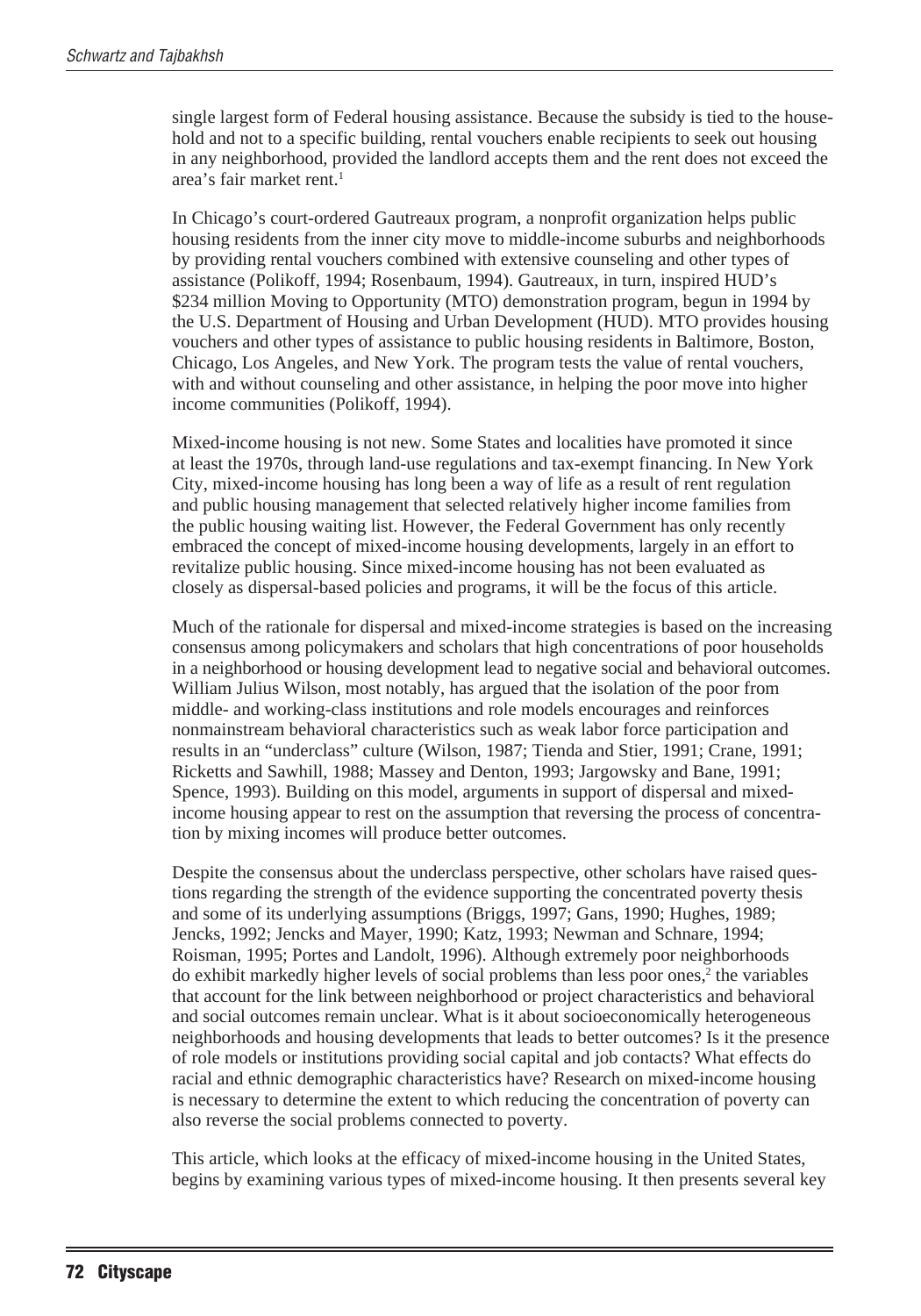single largest form of Federal housing assistance. Because the subsidy is tied to the household and not to a specific building, rental vouchers enable recipients to seek out housing in any neighborhood, provided the landlord accepts them and the rent does not exceed the area's fair market rent.[1]

In Chicago's court-ordered Gautreaux program, a nonprofit organization helps public housing residents from the inner city move to middle-income suburbs and neighborhoods by providing rental vouchers combined with extensive counseling and other types of assistance (Polikoff, 1994; Rosenbaum, 1994). Gautreaux, in turn, inspired HUD's $234 million Moving to Opportunity (MTO) demonstration program, begun in 1994 by the U.S. Department of Housing and Urban Development (HUD). MTO provides housing vouchers and other types of assistance to public housing residents in Baltimore, Boston, Chicago, Los Angeles, and New York. The program tests the value of rental vouchers, with and without counseling and other assistance, in helping the poor move into higher income communities (Polikoff, 1994).

Mixed-income housing is not new. Some States and localities have promoted it since at least the 1970s, through land-use regulations and tax-exempt financing. In New York City, mixed-income housing has long been a way of life as a result of rent regulation and public housing management that selected relatively higher income families from the public housing waiting list. However, the Federal Government has only recently embraced the concept of mixed-income housing developments, largely in an effort to revitalize public housing. Since mixed-income housing has not been evaluated as closely as dispersal-based policies and programs, it will be the focus of this article.

Much of the rationale for dispersal and mixed-income strategies is based on the increasing consensus among policymakers and scholars that high concentrations of poor households in a neighborhood or housing development lead to negative social and behavioral outcomes. William Julius Wilson, most notably, has argued that the isolation of the poor from middle- and working-class institutions and role models encourages and reinforces nonmainstream behavioral characteristics such as weak labor force participation and results in an "underclass" culture (Wilson, 1987; Tienda and Stier, 1991; Crane, 1991; Ricketts and Sawhill, 1988; Massey and Denton, 1993; Jargowsky and Bane, 1991; Spence, 1993). Building on this model, arguments in support of dispersal and mixed-income housing appear to rest on the assumption that reversing the process of concentration by mixing incomes will produce better outcomes.

Despite the consensus about the underclass perspective, other scholars have raised questions regarding the strength of the evidence supporting the concentrated poverty thesis and some of its underlying assumptions (Briggs, 1997; Gans, 1990; Hughes, 1989; Jencks, 1992; Jencks and Mayer, 1990; Katz, 1993; Newman and Schnare, 1994; Roisman, 1995; Portes and Landolt, 1996). Although extremely poor neighborhoods do exhibit markedly higher levels of social problems than less poor ones,[2] the variables that account for the link between neighborhood or project characteristics and behavioral and social outcomes remain unclear. What is it about socioeconomically heterogeneous neighborhoods and housing developments that leads to better outcomes? Is it the presence of role models or institutions providing social capital and job contacts? What effects do racial and ethnic demographic characteristics have? Research on mixed-income housing is necessary to determine the extent to which reducing the concentration of poverty can also reverse the social problems connected to poverty.

This article, which looks at the efficacy of mixed-income housing in the United States, begins by examining various types of mixed-income housing. It then presents several key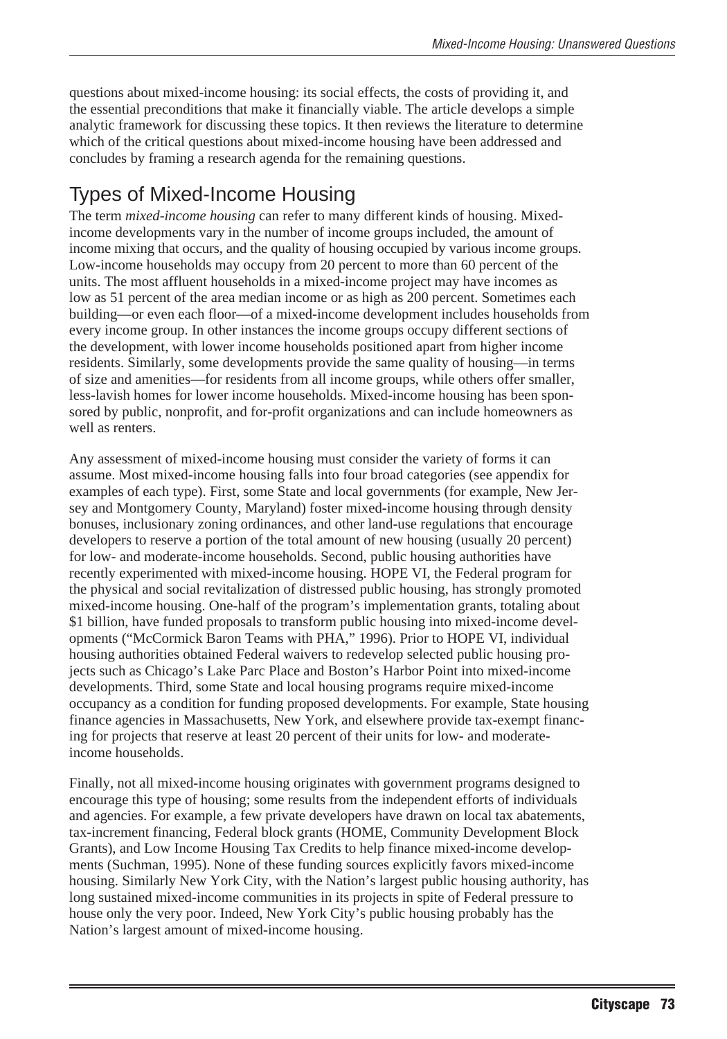questions about mixed-income housing: its social effects, the costs of providing it, and the essential preconditions that make it financially viable. The article develops a simple analytic framework for discussing these topics. It then reviews the literature to determine which of the critical questions about mixed-income housing have been addressed and concludes by framing a research agenda for the remaining questions.

## Types of Mixed-Income Housing

The term *mixed-income housing* can refer to many different kinds of housing. Mixed-income developments vary in the number of income groups included, the amount of income mixing that occurs, and the quality of housing occupied by various income groups. Low-income households may occupy from 20 percent to more than 60 percent of the units. The most affluent households in a mixed-income project may have incomes as low as 51 percent of the area median income or as high as 200 percent. Sometimes each building—or even each floor—of a mixed-income development includes households from every income group. In other instances the income groups occupy different sections of the development, with lower income households positioned apart from higher income residents. Similarly, some developments provide the same quality of housing—in terms of size and amenities—for residents from all income groups, while others offer smaller, less-lavish homes for lower income households. Mixed-income housing has been sponsored by public, nonprofit, and for-profit organizations and can include homeowners as well as renters.

Any assessment of mixed-income housing must consider the variety of forms it can assume. Most mixed-income housing falls into four broad categories (see appendix for examples of each type). First, some State and local governments (for example, New Jersey and Montgomery County, Maryland) foster mixed-income housing through density bonuses, inclusionary zoning ordinances, and other land-use regulations that encourage developers to reserve a portion of the total amount of new housing (usually 20 percent) for low- and moderate-income households. Second, public housing authorities have recently experimented with mixed-income housing. HOPE VI, the Federal program for the physical and social revitalization of distressed public housing, has strongly promoted mixed-income housing. One-half of the program's implementation grants, totaling about $1 billion, have funded proposals to transform public housing into mixed-income developments ("McCormick Baron Teams with PHA," 1996). Prior to HOPE VI, individual housing authorities obtained Federal waivers to redevelop selected public housing projects such as Chicago's Lake Parc Place and Boston's Harbor Point into mixed-income developments. Third, some State and local housing programs require mixed-income occupancy as a condition for funding proposed developments. For example, State housing finance agencies in Massachusetts, New York, and elsewhere provide tax-exempt financing for projects that reserve at least 20 percent of their units for low- and moderate-income households.

Finally, not all mixed-income housing originates with government programs designed to encourage this type of housing; some results from the independent efforts of individuals and agencies. For example, a few private developers have drawn on local tax abatements, tax-increment financing, Federal block grants (HOME, Community Development Block Grants), and Low Income Housing Tax Credits to help finance mixed-income developments (Suchman, 1995). None of these funding sources explicitly favors mixed-income housing. Similarly New York City, with the Nation's largest public housing authority, has long sustained mixed-income communities in its projects in spite of Federal pressure to house only the very poor. Indeed, New York City's public housing probably has the Nation's largest amount of mixed-income housing.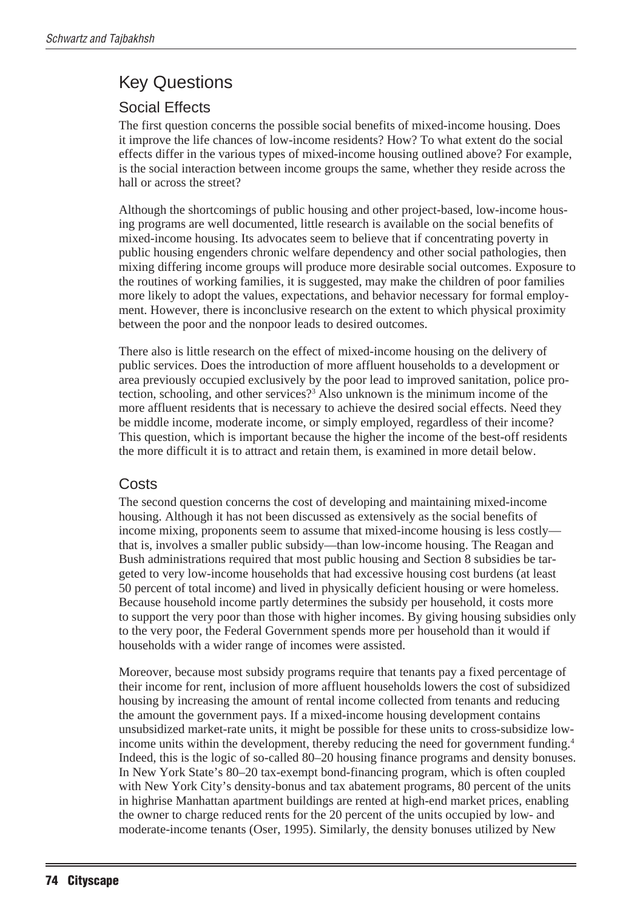## Key Questions

### Social Effects

The first question concerns the possible social benefits of mixed-income housing. Does it improve the life chances of low-income residents? How? To what extent do the social effects differ in the various types of mixed-income housing outlined above? For example, is the social interaction between income groups the same, whether they reside across the hall or across the street?

Although the shortcomings of public housing and other project-based, low-income housing programs are well documented, little research is available on the social benefits of mixed-income housing. Its advocates seem to believe that if concentrating poverty in public housing engenders chronic welfare dependency and other social pathologies, then mixing differing income groups will produce more desirable social outcomes. Exposure to the routines of working families, it is suggested, may make the children of poor families more likely to adopt the values, expectations, and behavior necessary for formal employment. However, there is inconclusive research on the extent to which physical proximity between the poor and the nonpoor leads to desired outcomes.

There also is little research on the effect of mixed-income housing on the delivery of public services. Does the introduction of more affluent households to a development or area previously occupied exclusively by the poor lead to improved sanitation, police protection, schooling, and other services?[3] Also unknown is the minimum income of the more affluent residents that is necessary to achieve the desired social effects. Need they be middle income, moderate income, or simply employed, regardless of their income? This question, which is important because the higher the income of the best-off residents the more difficult it is to attract and retain them, is examined in more detail below.

### Costs

The second question concerns the cost of developing and maintaining mixed-income housing. Although it has not been discussed as extensively as the social benefits of income mixing, proponents seem to assume that mixed-income housing is less costly—that is, involves a smaller public subsidy—than low-income housing. The Reagan and Bush administrations required that most public housing and Section 8 subsidies be targeted to very low-income households that had excessive housing cost burdens (at least 50 percent of total income) and lived in physically deficient housing or were homeless. Because household income partly determines the subsidy per household, it costs more to support the very poor than those with higher incomes. By giving housing subsidies only to the very poor, the Federal Government spends more per household than it would if households with a wider range of incomes were assisted.

Moreover, because most subsidy programs require that tenants pay a fixed percentage of their income for rent, inclusion of more affluent households lowers the cost of subsidized housing by increasing the amount of rental income collected from tenants and reducing the amount the government pays. If a mixed-income housing development contains unsubsidized market-rate units, it might be possible for these units to cross-subsidize low-income units within the development, thereby reducing the need for government funding.[4] Indeed, this is the logic of so-called 80–20 housing finance programs and density bonuses. In New York State's 80–20 tax-exempt bond-financing program, which is often coupled with New York City's density-bonus and tax abatement programs, 80 percent of the units in highrise Manhattan apartment buildings are rented at high-end market prices, enabling the owner to charge reduced rents for the 20 percent of the units occupied by low- and moderate-income tenants (Oser, 1995). Similarly, the density bonuses utilized by New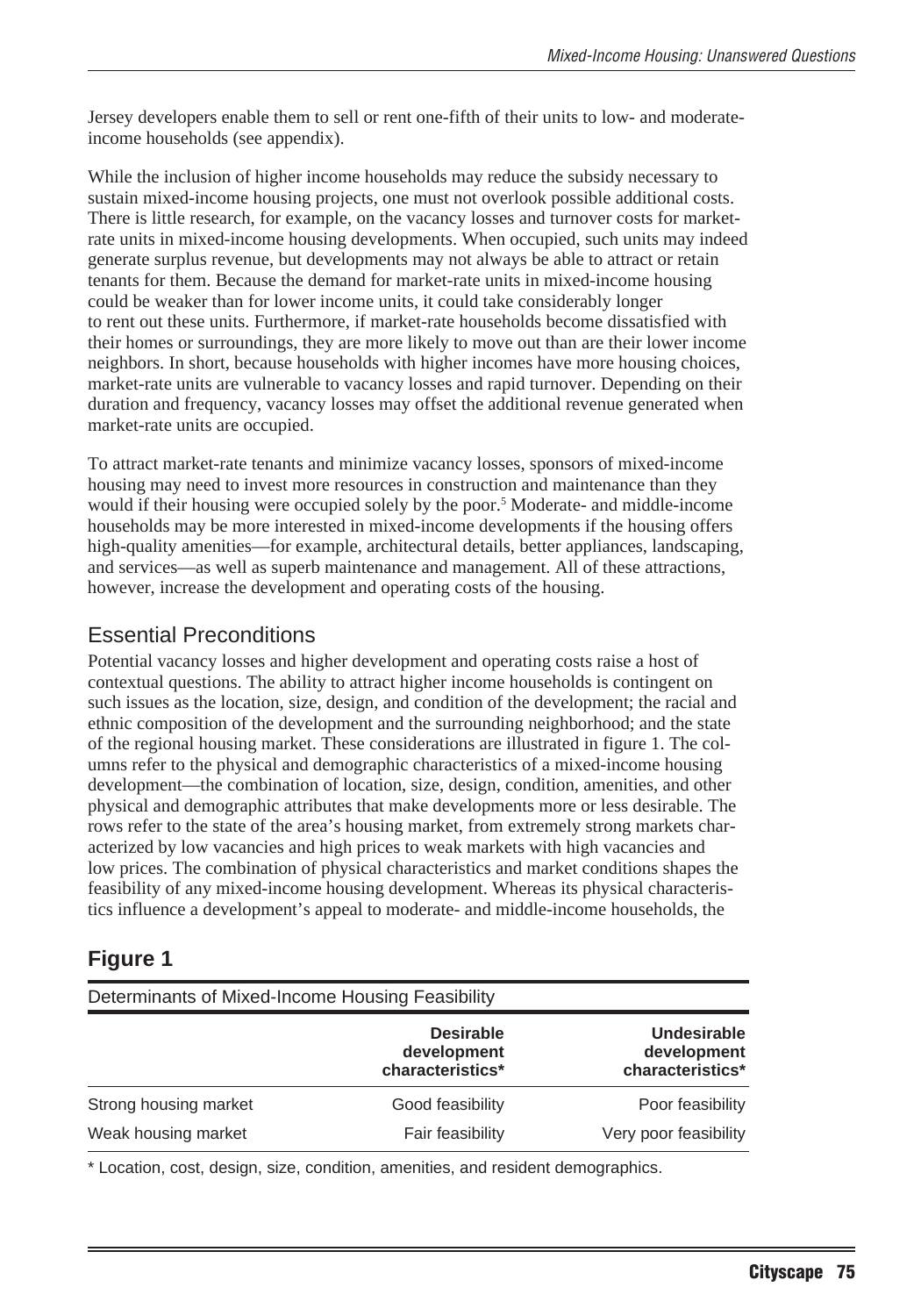Jersey developers enable them to sell or rent one-fifth of their units to low- and moderate-income households (see appendix).

While the inclusion of higher income households may reduce the subsidy necessary to sustain mixed-income housing projects, one must not overlook possible additional costs. There is little research, for example, on the vacancy losses and turnover costs for market-rate units in mixed-income housing developments. When occupied, such units may indeed generate surplus revenue, but developments may not always be able to attract or retain tenants for them. Because the demand for market-rate units in mixed-income housing could be weaker than for lower income units, it could take considerably longer to rent out these units. Furthermore, if market-rate households become dissatisfied with their homes or surroundings, they are more likely to move out than are their lower income neighbors. In short, because households with higher incomes have more housing choices, market-rate units are vulnerable to vacancy losses and rapid turnover. Depending on their duration and frequency, vacancy losses may offset the additional revenue generated when market-rate units are occupied.

To attract market-rate tenants and minimize vacancy losses, sponsors of mixed-income housing may need to invest more resources in construction and maintenance than they would if their housing were occupied solely by the poor.[5] Moderate- and middle-income households may be more interested in mixed-income developments if the housing offers high-quality amenities—for example, architectural details, better appliances, landscaping, and services—as well as superb maintenance and management. All of these attractions, however, increase the development and operating costs of the housing.

## Essential Preconditions

Potential vacancy losses and higher development and operating costs raise a host of contextual questions. The ability to attract higher income households is contingent on such issues as the location, size, design, and condition of the development; the racial and ethnic composition of the development and the surrounding neighborhood; and the state of the regional housing market. These considerations are illustrated in figure 1. The columns refer to the physical and demographic characteristics of a mixed-income housing development—the combination of location, size, design, condition, amenities, and other physical and demographic attributes that make developments more or less desirable. The rows refer to the state of the area's housing market, from extremely strong markets characterized by low vacancies and high prices to weak markets with high vacancies and low prices. The combination of physical characteristics and market conditions shapes the feasibility of any mixed-income housing development. Whereas its physical characteristics influence a development's appeal to moderate- and middle-income households, the

### Figure 1

Determinants of Mixed-Income Housing Feasibility

| | Desirable development characteristics* | Undesirable development characteristics* |
|---|---|---|
| Strong housing market | Good feasibility | Poor feasibility |
| Weak housing market | Fair feasibility | Very poor feasibility |

* Location, cost, design, size, condition, amenities, and resident demographics.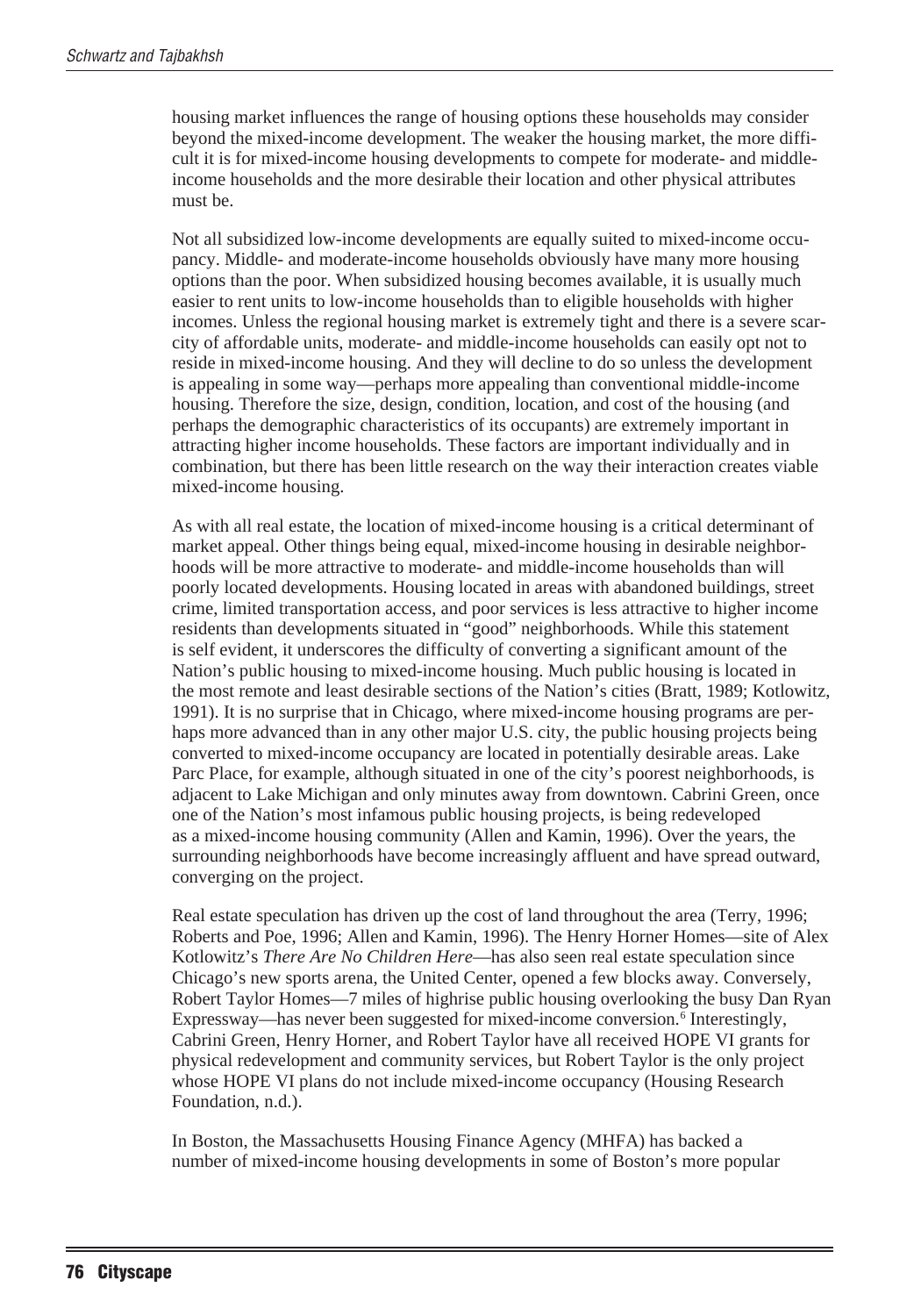housing market influences the range of housing options these households may consider beyond the mixed-income development. The weaker the housing market, the more difficult it is for mixed-income housing developments to compete for moderate- and middle-income households and the more desirable their location and other physical attributes must be.

Not all subsidized low-income developments are equally suited to mixed-income occupancy. Middle- and moderate-income households obviously have many more housing options than the poor. When subsidized housing becomes available, it is usually much easier to rent units to low-income households than to eligible households with higher incomes. Unless the regional housing market is extremely tight and there is a severe scarcity of affordable units, moderate- and middle-income households can easily opt not to reside in mixed-income housing. And they will decline to do so unless the development is appealing in some way—perhaps more appealing than conventional middle-income housing. Therefore the size, design, condition, location, and cost of the housing (and perhaps the demographic characteristics of its occupants) are extremely important in attracting higher income households. These factors are important individually and in combination, but there has been little research on the way their interaction creates viable mixed-income housing.

As with all real estate, the location of mixed-income housing is a critical determinant of market appeal. Other things being equal, mixed-income housing in desirable neighborhoods will be more attractive to moderate- and middle-income households than will poorly located developments. Housing located in areas with abandoned buildings, street crime, limited transportation access, and poor services is less attractive to higher income residents than developments situated in "good" neighborhoods. While this statement is self evident, it underscores the difficulty of converting a significant amount of the Nation's public housing to mixed-income housing. Much public housing is located in the most remote and least desirable sections of the Nation's cities (Bratt, 1989; Kotlowitz, 1991). It is no surprise that in Chicago, where mixed-income housing programs are perhaps more advanced than in any other major U.S. city, the public housing projects being converted to mixed-income occupancy are located in potentially desirable areas. Lake Parc Place, for example, although situated in one of the city's poorest neighborhoods, is adjacent to Lake Michigan and only minutes away from downtown. Cabrini Green, once one of the Nation's most infamous public housing projects, is being redeveloped as a mixed-income housing community (Allen and Kamin, 1996). Over the years, the surrounding neighborhoods have become increasingly affluent and have spread outward, converging on the project.

Real estate speculation has driven up the cost of land throughout the area (Terry, 1996; Roberts and Poe, 1996; Allen and Kamin, 1996). The Henry Horner Homes—site of Alex Kotlowitz's *There Are No Children Here*—has also seen real estate speculation since Chicago's new sports arena, the United Center, opened a few blocks away. Conversely, Robert Taylor Homes—7 miles of highrise public housing overlooking the busy Dan Ryan Expressway—has never been suggested for mixed-income conversion.[6] Interestingly, Cabrini Green, Henry Horner, and Robert Taylor have all received HOPE VI grants for physical redevelopment and community services, but Robert Taylor is the only project whose HOPE VI plans do not include mixed-income occupancy (Housing Research Foundation, n.d.).

In Boston, the Massachusetts Housing Finance Agency (MHFA) has backed a number of mixed-income housing developments in some of Boston's more popular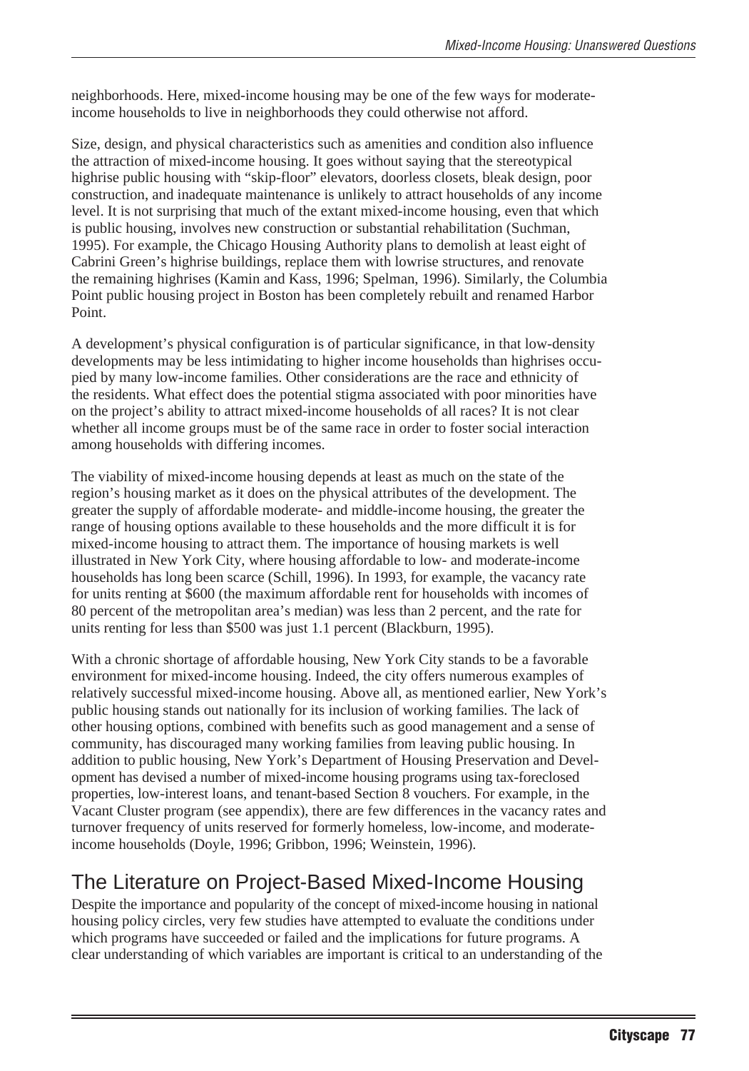neighborhoods. Here, mixed-income housing may be one of the few ways for moderate-income households to live in neighborhoods they could otherwise not afford.

Size, design, and physical characteristics such as amenities and condition also influence the attraction of mixed-income housing. It goes without saying that the stereotypical highrise public housing with "skip-floor" elevators, doorless closets, bleak design, poor construction, and inadequate maintenance is unlikely to attract households of any income level. It is not surprising that much of the extant mixed-income housing, even that which is public housing, involves new construction or substantial rehabilitation (Suchman, 1995). For example, the Chicago Housing Authority plans to demolish at least eight of Cabrini Green's highrise buildings, replace them with lowrise structures, and renovate the remaining highrises (Kamin and Kass, 1996; Spelman, 1996). Similarly, the Columbia Point public housing project in Boston has been completely rebuilt and renamed Harbor Point.

A development's physical configuration is of particular significance, in that low-density developments may be less intimidating to higher income households than highrises occupied by many low-income families. Other considerations are the race and ethnicity of the residents. What effect does the potential stigma associated with poor minorities have on the project's ability to attract mixed-income households of all races? It is not clear whether all income groups must be of the same race in order to foster social interaction among households with differing incomes.

The viability of mixed-income housing depends at least as much on the state of the region's housing market as it does on the physical attributes of the development. The greater the supply of affordable moderate- and middle-income housing, the greater the range of housing options available to these households and the more difficult it is for mixed-income housing to attract them. The importance of housing markets is well illustrated in New York City, where housing affordable to low- and moderate-income households has long been scarce (Schill, 1996). In 1993, for example, the vacancy rate for units renting at $600 (the maximum affordable rent for households with incomes of 80 percent of the metropolitan area's median) was less than 2 percent, and the rate for units renting for less than $500 was just 1.1 percent (Blackburn, 1995).

With a chronic shortage of affordable housing, New York City stands to be a favorable environment for mixed-income housing. Indeed, the city offers numerous examples of relatively successful mixed-income housing. Above all, as mentioned earlier, New York's public housing stands out nationally for its inclusion of working families. The lack of other housing options, combined with benefits such as good management and a sense of community, has discouraged many working families from leaving public housing. In addition to public housing, New York's Department of Housing Preservation and Development has devised a number of mixed-income housing programs using tax-foreclosed properties, low-interest loans, and tenant-based Section 8 vouchers. For example, in the Vacant Cluster program (see appendix), there are few differences in the vacancy rates and turnover frequency of units reserved for formerly homeless, low-income, and moderate-income households (Doyle, 1996; Gribbon, 1996; Weinstein, 1996).

## The Literature on Project-Based Mixed-Income Housing

Despite the importance and popularity of the concept of mixed-income housing in national housing policy circles, very few studies have attempted to evaluate the conditions under which programs have succeeded or failed and the implications for future programs. A clear understanding of which variables are important is critical to an understanding of the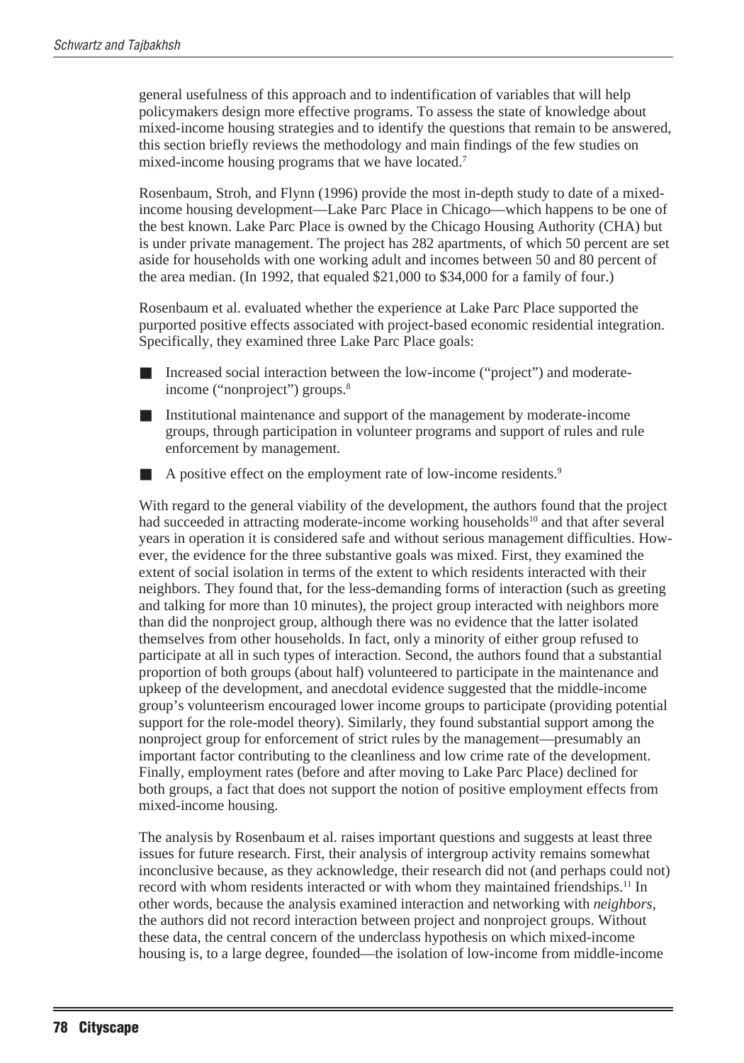general usefulness of this approach and to indentification of variables that will help policymakers design more effective programs. To assess the state of knowledge about mixed-income housing strategies and to identify the questions that remain to be answered, this section briefly reviews the methodology and main findings of the few studies on mixed-income housing programs that we have located.[7]

Rosenbaum, Stroh, and Flynn (1996) provide the most in-depth study to date of a mixed-income housing development—Lake Parc Place in Chicago—which happens to be one of the best known. Lake Parc Place is owned by the Chicago Housing Authority (CHA) but is under private management. The project has 282 apartments, of which 50 percent are set aside for households with one working adult and incomes between 50 and 80 percent of the area median. (In 1992, that equaled $21,000 to $34,000 for a family of four.)

Rosenbaum et al. evaluated whether the experience at Lake Parc Place supported the purported positive effects associated with project-based economic residential integration. Specifically, they examined three Lake Parc Place goals:

- Increased social interaction between the low-income ("project") and moderate-income ("nonproject") groups.[8]
- Institutional maintenance and support of the management by moderate-income groups, through participation in volunteer programs and support of rules and rule enforcement by management.
- A positive effect on the employment rate of low-income residents.[9]

With regard to the general viability of the development, the authors found that the project had succeeded in attracting moderate-income working households[10] and that after several years in operation it is considered safe and without serious management difficulties. However, the evidence for the three substantive goals was mixed. First, they examined the extent of social isolation in terms of the extent to which residents interacted with their neighbors. They found that, for the less-demanding forms of interaction (such as greeting and talking for more than 10 minutes), the project group interacted with neighbors more than did the nonproject group, although there was no evidence that the latter isolated themselves from other households. In fact, only a minority of either group refused to participate at all in such types of interaction. Second, the authors found that a substantial proportion of both groups (about half) volunteered to participate in the maintenance and upkeep of the development, and anecdotal evidence suggested that the middle-income group's volunteerism encouraged lower income groups to participate (providing potential support for the role-model theory). Similarly, they found substantial support among the nonproject group for enforcement of strict rules by the management—presumably an important factor contributing to the cleanliness and low crime rate of the development. Finally, employment rates (before and after moving to Lake Parc Place) declined for both groups, a fact that does not support the notion of positive employment effects from mixed-income housing.

The analysis by Rosenbaum et al. raises important questions and suggests at least three issues for future research. First, their analysis of intergroup activity remains somewhat inconclusive because, as they acknowledge, their research did not (and perhaps could not) record with whom residents interacted or with whom they maintained friendships.[11] In other words, because the analysis examined interaction and networking with *neighbors*, the authors did not record interaction between project and nonproject groups. Without these data, the central concern of the underclass hypothesis on which mixed-income housing is, to a large degree, founded—the isolation of low-income from middle-income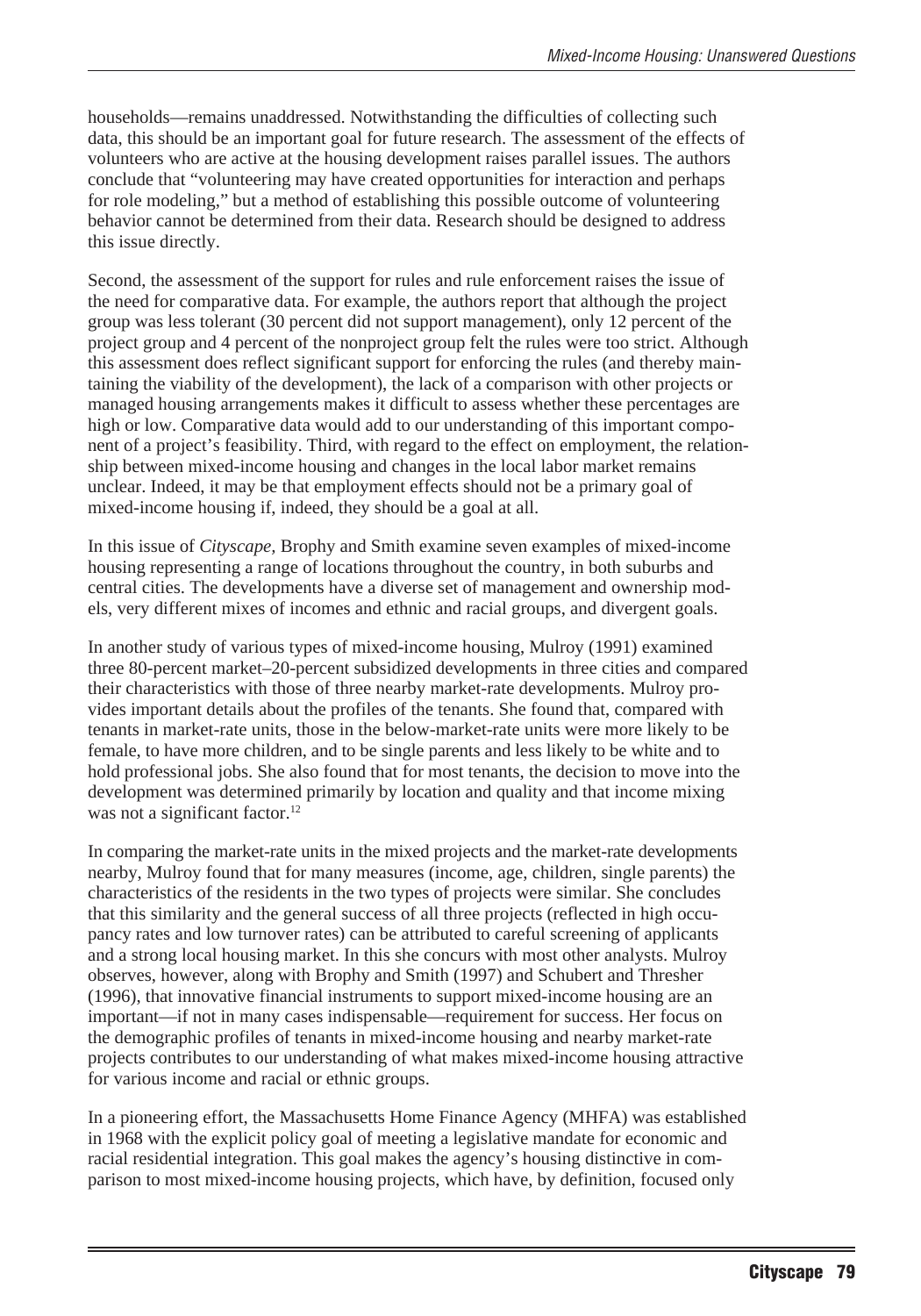households—remains unaddressed. Notwithstanding the difficulties of collecting such data, this should be an important goal for future research. The assessment of the effects of volunteers who are active at the housing development raises parallel issues. The authors conclude that "volunteering may have created opportunities for interaction and perhaps for role modeling," but a method of establishing this possible outcome of volunteering behavior cannot be determined from their data. Research should be designed to address this issue directly.

Second, the assessment of the support for rules and rule enforcement raises the issue of the need for comparative data. For example, the authors report that although the project group was less tolerant (30 percent did not support management), only 12 percent of the project group and 4 percent of the nonproject group felt the rules were too strict. Although this assessment does reflect significant support for enforcing the rules (and thereby maintaining the viability of the development), the lack of a comparison with other projects or managed housing arrangements makes it difficult to assess whether these percentages are high or low. Comparative data would add to our understanding of this important component of a project's feasibility. Third, with regard to the effect on employment, the relationship between mixed-income housing and changes in the local labor market remains unclear. Indeed, it may be that employment effects should not be a primary goal of mixed-income housing if, indeed, they should be a goal at all.

In this issue of *Cityscape*, Brophy and Smith examine seven examples of mixed-income housing representing a range of locations throughout the country, in both suburbs and central cities. The developments have a diverse set of management and ownership models, very different mixes of incomes and ethnic and racial groups, and divergent goals.

In another study of various types of mixed-income housing, Mulroy (1991) examined three 80-percent market–20-percent subsidized developments in three cities and compared their characteristics with those of three nearby market-rate developments. Mulroy provides important details about the profiles of the tenants. She found that, compared with tenants in market-rate units, those in the below-market-rate units were more likely to be female, to have more children, and to be single parents and less likely to be white and to hold professional jobs. She also found that for most tenants, the decision to move into the development was determined primarily by location and quality and that income mixing was not a significant factor.[12]

In comparing the market-rate units in the mixed projects and the market-rate developments nearby, Mulroy found that for many measures (income, age, children, single parents) the characteristics of the residents in the two types of projects were similar. She concludes that this similarity and the general success of all three projects (reflected in high occupancy rates and low turnover rates) can be attributed to careful screening of applicants and a strong local housing market. In this she concurs with most other analysts. Mulroy observes, however, along with Brophy and Smith (1997) and Schubert and Thresher (1996), that innovative financial instruments to support mixed-income housing are an important—if not in many cases indispensable—requirement for success. Her focus on the demographic profiles of tenants in mixed-income housing and nearby market-rate projects contributes to our understanding of what makes mixed-income housing attractive for various income and racial or ethnic groups.

In a pioneering effort, the Massachusetts Home Finance Agency (MHFA) was established in 1968 with the explicit policy goal of meeting a legislative mandate for economic and racial residential integration. This goal makes the agency's housing distinctive in comparison to most mixed-income housing projects, which have, by definition, focused only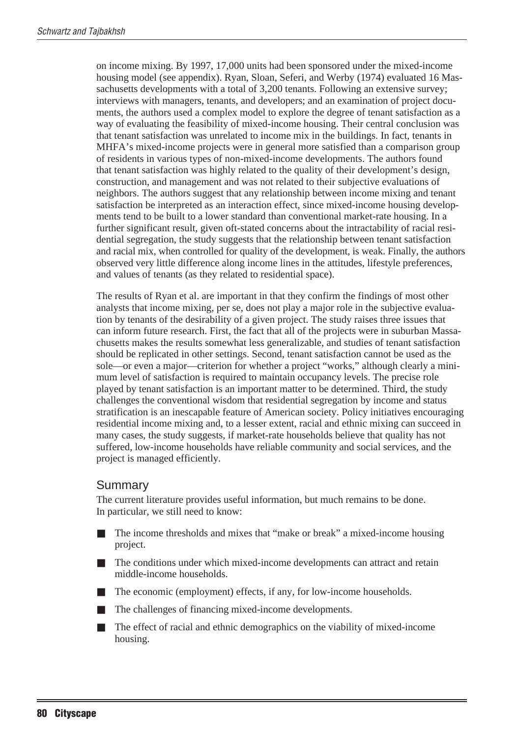on income mixing. By 1997, 17,000 units had been sponsored under the mixed-income housing model (see appendix). Ryan, Sloan, Seferi, and Werby (1974) evaluated 16 Massachusetts developments with a total of 3,200 tenants. Following an extensive survey; interviews with managers, tenants, and developers; and an examination of project documents, the authors used a complex model to explore the degree of tenant satisfaction as a way of evaluating the feasibility of mixed-income housing. Their central conclusion was that tenant satisfaction was unrelated to income mix in the buildings. In fact, tenants in MHFA's mixed-income projects were in general more satisfied than a comparison group of residents in various types of non-mixed-income developments. The authors found that tenant satisfaction was highly related to the quality of their development's design, construction, and management and was not related to their subjective evaluations of neighbors. The authors suggest that any relationship between income mixing and tenant satisfaction be interpreted as an interaction effect, since mixed-income housing developments tend to be built to a lower standard than conventional market-rate housing. In a further significant result, given oft-stated concerns about the intractability of racial residential segregation, the study suggests that the relationship between tenant satisfaction and racial mix, when controlled for quality of the development, is weak. Finally, the authors observed very little difference along income lines in the attitudes, lifestyle preferences, and values of tenants (as they related to residential space).

The results of Ryan et al. are important in that they confirm the findings of most other analysts that income mixing, per se, does not play a major role in the subjective evaluation by tenants of the desirability of a given project. The study raises three issues that can inform future research. First, the fact that all of the projects were in suburban Massachusetts makes the results somewhat less generalizable, and studies of tenant satisfaction should be replicated in other settings. Second, tenant satisfaction cannot be used as the sole—or even a major—criterion for whether a project "works," although clearly a minimum level of satisfaction is required to maintain occupancy levels. The precise role played by tenant satisfaction is an important matter to be determined. Third, the study challenges the conventional wisdom that residential segregation by income and status stratification is an inescapable feature of American society. Policy initiatives encouraging residential income mixing and, to a lesser extent, racial and ethnic mixing can succeed in many cases, the study suggests, if market-rate households believe that quality has not suffered, low-income households have reliable community and social services, and the project is managed efficiently.

## Summary

The current literature provides useful information, but much remains to be done. In particular, we still need to know:

- The income thresholds and mixes that "make or break" a mixed-income housing project.
- The conditions under which mixed-income developments can attract and retain middle-income households.
- The economic (employment) effects, if any, for low-income households.
- The challenges of financing mixed-income developments.
- The effect of racial and ethnic demographics on the viability of mixed-income housing.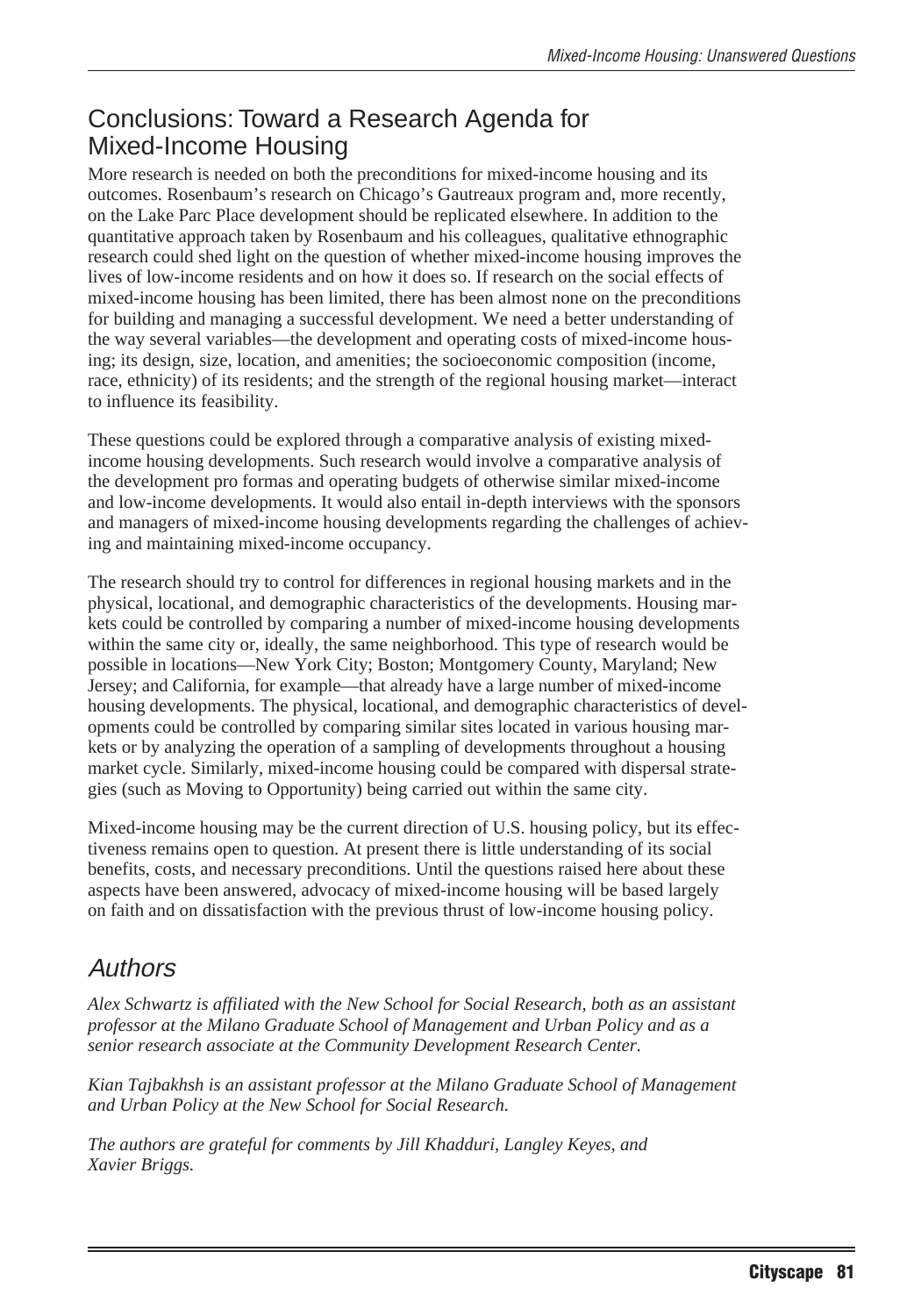## Conclusions: Toward a Research Agenda for Mixed-Income Housing

More research is needed on both the preconditions for mixed-income housing and its outcomes. Rosenbaum's research on Chicago's Gautreaux program and, more recently, on the Lake Parc Place development should be replicated elsewhere. In addition to the quantitative approach taken by Rosenbaum and his colleagues, qualitative ethnographic research could shed light on the question of whether mixed-income housing improves the lives of low-income residents and on how it does so. If research on the social effects of mixed-income housing has been limited, there has been almost none on the preconditions for building and managing a successful development. We need a better understanding of the way several variables—the development and operating costs of mixed-income housing; its design, size, location, and amenities; the socioeconomic composition (income, race, ethnicity) of its residents; and the strength of the regional housing market—interact to influence its feasibility.

These questions could be explored through a comparative analysis of existing mixed-income housing developments. Such research would involve a comparative analysis of the development pro formas and operating budgets of otherwise similar mixed-income and low-income developments. It would also entail in-depth interviews with the sponsors and managers of mixed-income housing developments regarding the challenges of achieving and maintaining mixed-income occupancy.

The research should try to control for differences in regional housing markets and in the physical, locational, and demographic characteristics of the developments. Housing markets could be controlled by comparing a number of mixed-income housing developments within the same city or, ideally, the same neighborhood. This type of research would be possible in locations—New York City; Boston; Montgomery County, Maryland; New Jersey; and California, for example—that already have a large number of mixed-income housing developments. The physical, locational, and demographic characteristics of developments could be controlled by comparing similar sites located in various housing markets or by analyzing the operation of a sampling of developments throughout a housing market cycle. Similarly, mixed-income housing could be compared with dispersal strategies (such as Moving to Opportunity) being carried out within the same city.

Mixed-income housing may be the current direction of U.S. housing policy, but its effectiveness remains open to question. At present there is little understanding of its social benefits, costs, and necessary preconditions. Until the questions raised here about these aspects have been answered, advocacy of mixed-income housing will be based largely on faith and on dissatisfaction with the previous thrust of low-income housing policy.

## *Authors*

*Alex Schwartz is affiliated with the New School for Social Research, both as an assistant professor at the Milano Graduate School of Management and Urban Policy and as a senior research associate at the Community Development Research Center.*

*Kian Tajbakhsh is an assistant professor at the Milano Graduate School of Management and Urban Policy at the New School for Social Research.*

*The authors are grateful for comments by Jill Khadduri, Langley Keyes, and Xavier Briggs.*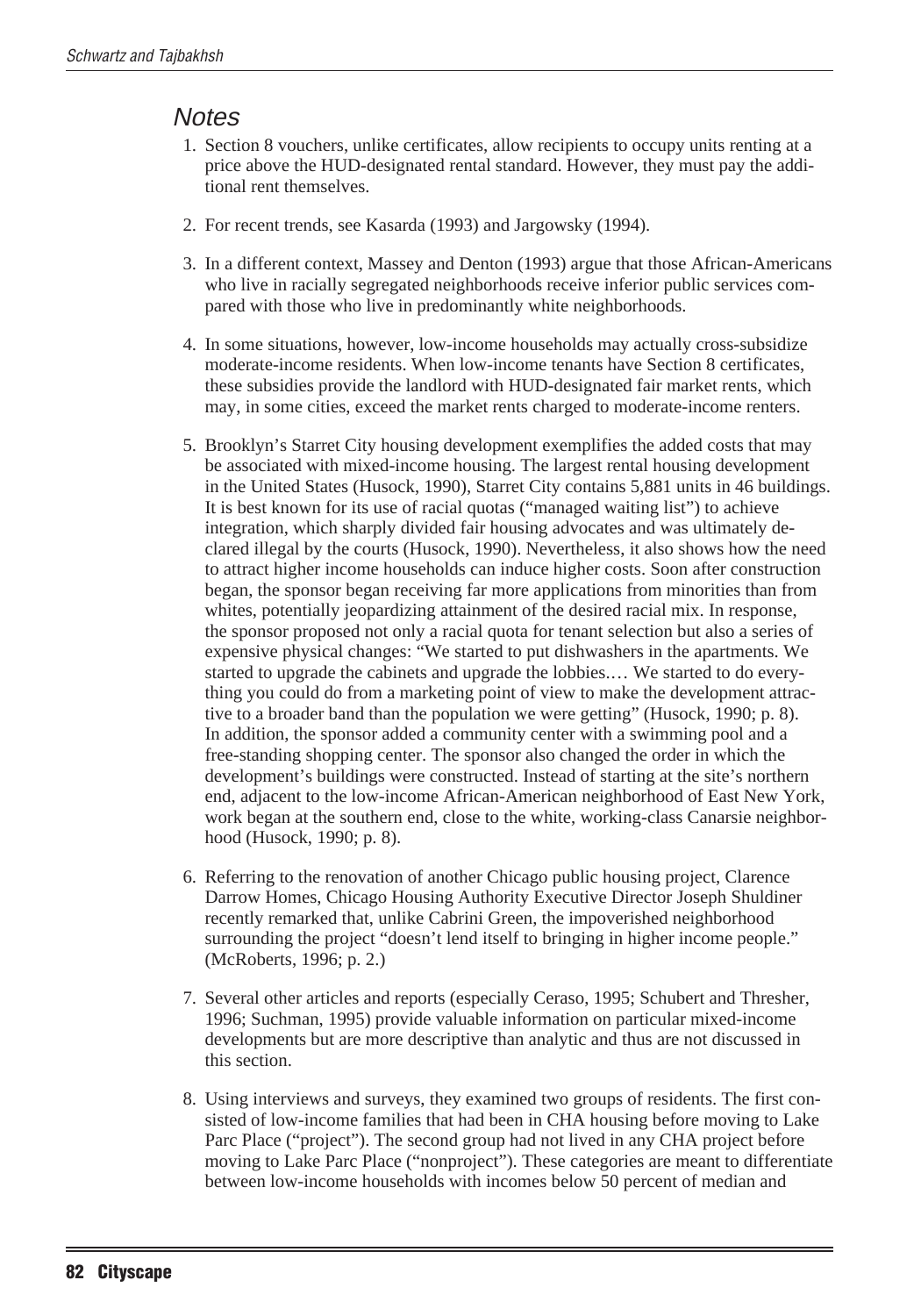## *Notes*

1. Section 8 vouchers, unlike certificates, allow recipients to occupy units renting at a price above the HUD-designated rental standard. However, they must pay the additional rent themselves.

2. For recent trends, see Kasarda (1993) and Jargowsky (1994).

3. In a different context, Massey and Denton (1993) argue that those African-Americans who live in racially segregated neighborhoods receive inferior public services compared with those who live in predominantly white neighborhoods.

4. In some situations, however, low-income households may actually cross-subsidize moderate-income residents. When low-income tenants have Section 8 certificates, these subsidies provide the landlord with HUD-designated fair market rents, which may, in some cities, exceed the market rents charged to moderate-income renters.

5. Brooklyn's Starret City housing development exemplifies the added costs that may be associated with mixed-income housing. The largest rental housing development in the United States (Husock, 1990), Starret City contains 5,881 units in 46 buildings. It is best known for its use of racial quotas ("managed waiting list") to achieve integration, which sharply divided fair housing advocates and was ultimately declared illegal by the courts (Husock, 1990). Nevertheless, it also shows how the need to attract higher income households can induce higher costs. Soon after construction began, the sponsor began receiving far more applications from minorities than from whites, potentially jeopardizing attainment of the desired racial mix. In response, the sponsor proposed not only a racial quota for tenant selection but also a series of expensive physical changes: "We started to put dishwashers in the apartments. We started to upgrade the cabinets and upgrade the lobbies.… We started to do everything you could do from a marketing point of view to make the development attractive to a broader band than the population we were getting" (Husock, 1990; p. 8). In addition, the sponsor added a community center with a swimming pool and a free-standing shopping center. The sponsor also changed the order in which the development's buildings were constructed. Instead of starting at the site's northern end, adjacent to the low-income African-American neighborhood of East New York, work began at the southern end, close to the white, working-class Canarsie neighborhood (Husock, 1990; p. 8).

6. Referring to the renovation of another Chicago public housing project, Clarence Darrow Homes, Chicago Housing Authority Executive Director Joseph Shuldiner recently remarked that, unlike Cabrini Green, the impoverished neighborhood surrounding the project "doesn't lend itself to bringing in higher income people." (McRoberts, 1996; p. 2.)

7. Several other articles and reports (especially Ceraso, 1995; Schubert and Thresher, 1996; Suchman, 1995) provide valuable information on particular mixed-income developments but are more descriptive than analytic and thus are not discussed in this section.

8. Using interviews and surveys, they examined two groups of residents. The first consisted of low-income families that had been in CHA housing before moving to Lake Parc Place ("project"). The second group had not lived in any CHA project before moving to Lake Parc Place ("nonproject"). These categories are meant to differentiate between low-income households with incomes below 50 percent of median and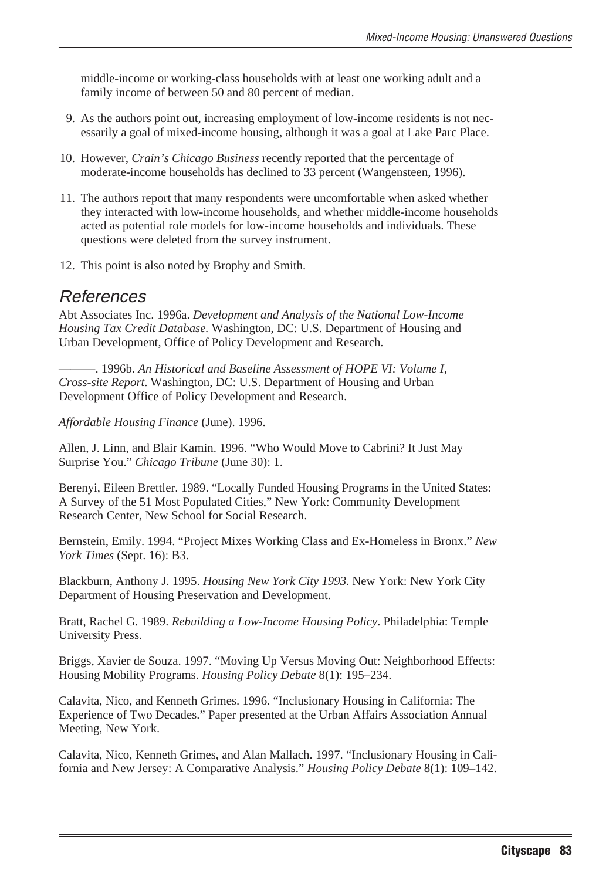middle-income or working-class households with at least one working adult and a family income of between 50 and 80 percent of median.

9. As the authors point out, increasing employment of low-income residents is not necessarily a goal of mixed-income housing, although it was a goal at Lake Parc Place.

10. However, *Crain's Chicago Business* recently reported that the percentage of moderate-income households has declined to 33 percent (Wangensteen, 1996).

11. The authors report that many respondents were uncomfortable when asked whether they interacted with low-income households, and whether middle-income households acted as potential role models for low-income households and individuals. These questions were deleted from the survey instrument.

12. This point is also noted by Brophy and Smith.

## References

Abt Associates Inc. 1996a. *Development and Analysis of the National Low-Income Housing Tax Credit Database.* Washington, DC: U.S. Department of Housing and Urban Development, Office of Policy Development and Research.

———. 1996b. *An Historical and Baseline Assessment of HOPE VI: Volume I, Cross-site Report*. Washington, DC: U.S. Department of Housing and Urban Development Office of Policy Development and Research.

*Affordable Housing Finance* (June). 1996.

Allen, J. Linn, and Blair Kamin. 1996. "Who Would Move to Cabrini? It Just May Surprise You." *Chicago Tribune* (June 30): 1.

Berenyi, Eileen Brettler. 1989. "Locally Funded Housing Programs in the United States: A Survey of the 51 Most Populated Cities," New York: Community Development Research Center, New School for Social Research.

Bernstein, Emily. 1994. "Project Mixes Working Class and Ex-Homeless in Bronx." *New York Times* (Sept. 16): B3.

Blackburn, Anthony J. 1995. *Housing New York City 1993*. New York: New York City Department of Housing Preservation and Development.

Bratt, Rachel G. 1989. *Rebuilding a Low-Income Housing Policy*. Philadelphia: Temple University Press.

Briggs, Xavier de Souza. 1997. "Moving Up Versus Moving Out: Neighborhood Effects: Housing Mobility Programs. *Housing Policy Debate* 8(1): 195–234.

Calavita, Nico, and Kenneth Grimes. 1996. "Inclusionary Housing in California: The Experience of Two Decades." Paper presented at the Urban Affairs Association Annual Meeting, New York.

Calavita, Nico, Kenneth Grimes, and Alan Mallach. 1997. "Inclusionary Housing in California and New Jersey: A Comparative Analysis." *Housing Policy Debate* 8(1): 109–142.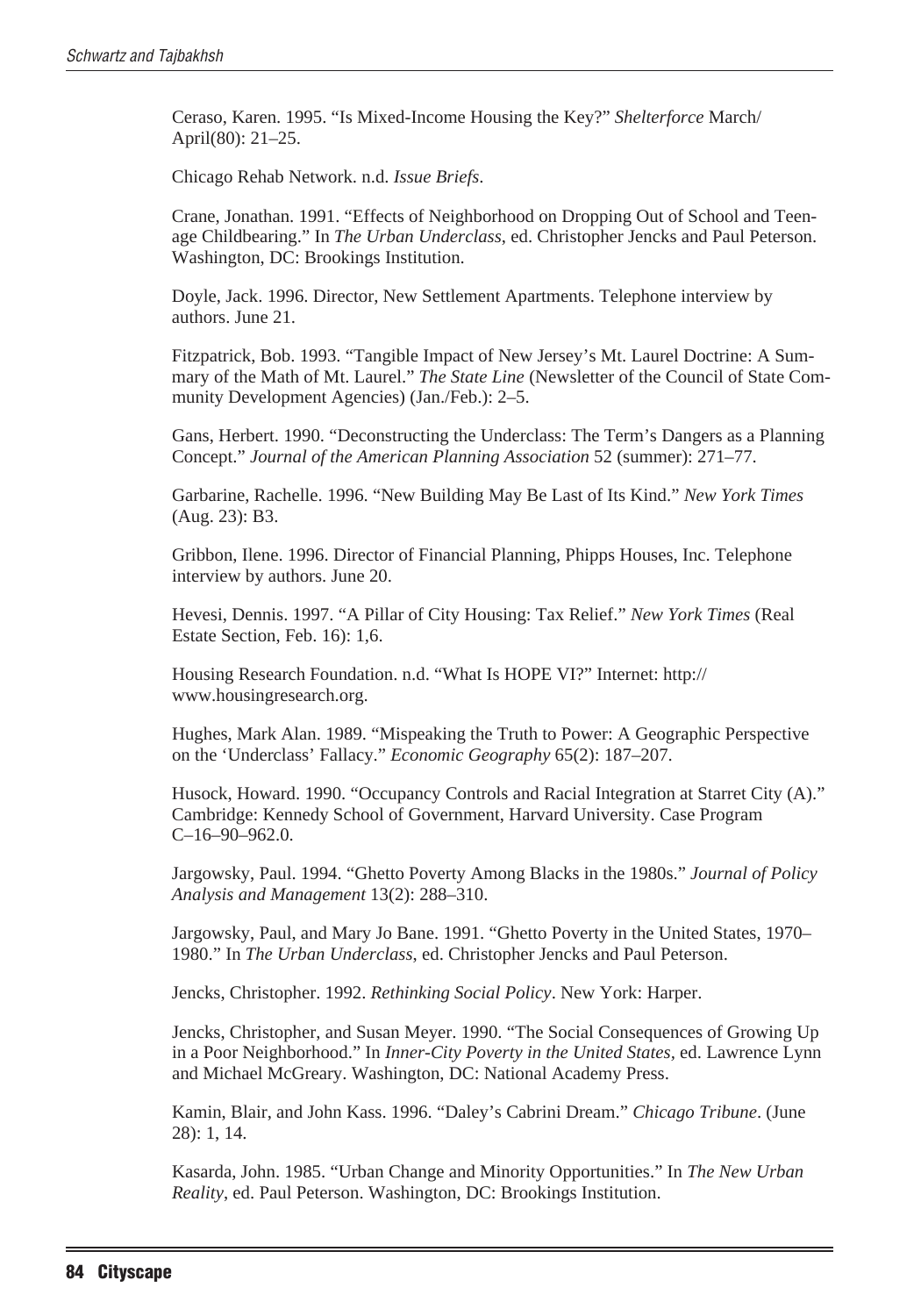Ceraso, Karen. 1995. "Is Mixed-Income Housing the Key?" *Shelterforce* March/April(80): 21–25.

Chicago Rehab Network. n.d. *Issue Briefs*.

Crane, Jonathan. 1991. "Effects of Neighborhood on Dropping Out of School and Teenage Childbearing." In *The Urban Underclass*, ed. Christopher Jencks and Paul Peterson. Washington, DC: Brookings Institution.

Doyle, Jack. 1996. Director, New Settlement Apartments. Telephone interview by authors. June 21.

Fitzpatrick, Bob. 1993. "Tangible Impact of New Jersey's Mt. Laurel Doctrine: A Summary of the Math of Mt. Laurel." *The State Line* (Newsletter of the Council of State Community Development Agencies) (Jan./Feb.): 2–5.

Gans, Herbert. 1990. "Deconstructing the Underclass: The Term's Dangers as a Planning Concept." *Journal of the American Planning Association* 52 (summer): 271–77.

Garbarine, Rachelle. 1996. "New Building May Be Last of Its Kind." *New York Times* (Aug. 23): B3.

Gribbon, Ilene. 1996. Director of Financial Planning, Phipps Houses, Inc. Telephone interview by authors. June 20.

Hevesi, Dennis. 1997. "A Pillar of City Housing: Tax Relief." *New York Times* (Real Estate Section, Feb. 16): 1,6.

Housing Research Foundation. n.d. "What Is HOPE VI?" Internet: http://www.housingresearch.org.

Hughes, Mark Alan. 1989. "Mispeaking the Truth to Power: A Geographic Perspective on the 'Underclass' Fallacy." *Economic Geography* 65(2): 187–207.

Husock, Howard. 1990. "Occupancy Controls and Racial Integration at Starret City (A)." Cambridge: Kennedy School of Government, Harvard University. Case Program C–16–90–962.0.

Jargowsky, Paul. 1994. "Ghetto Poverty Among Blacks in the 1980s." *Journal of Policy Analysis and Management* 13(2): 288–310.

Jargowsky, Paul, and Mary Jo Bane. 1991. "Ghetto Poverty in the United States, 1970–1980." In *The Urban Underclass*, ed. Christopher Jencks and Paul Peterson.

Jencks, Christopher. 1992. *Rethinking Social Policy*. New York: Harper.

Jencks, Christopher, and Susan Meyer. 1990. "The Social Consequences of Growing Up in a Poor Neighborhood." In *Inner-City Poverty in the United States*, ed. Lawrence Lynn and Michael McGreary. Washington, DC: National Academy Press.

Kamin, Blair, and John Kass. 1996. "Daley's Cabrini Dream." *Chicago Tribune*. (June 28): 1, 14.

Kasarda, John. 1985. "Urban Change and Minority Opportunities." In *The New Urban Reality*, ed. Paul Peterson. Washington, DC: Brookings Institution.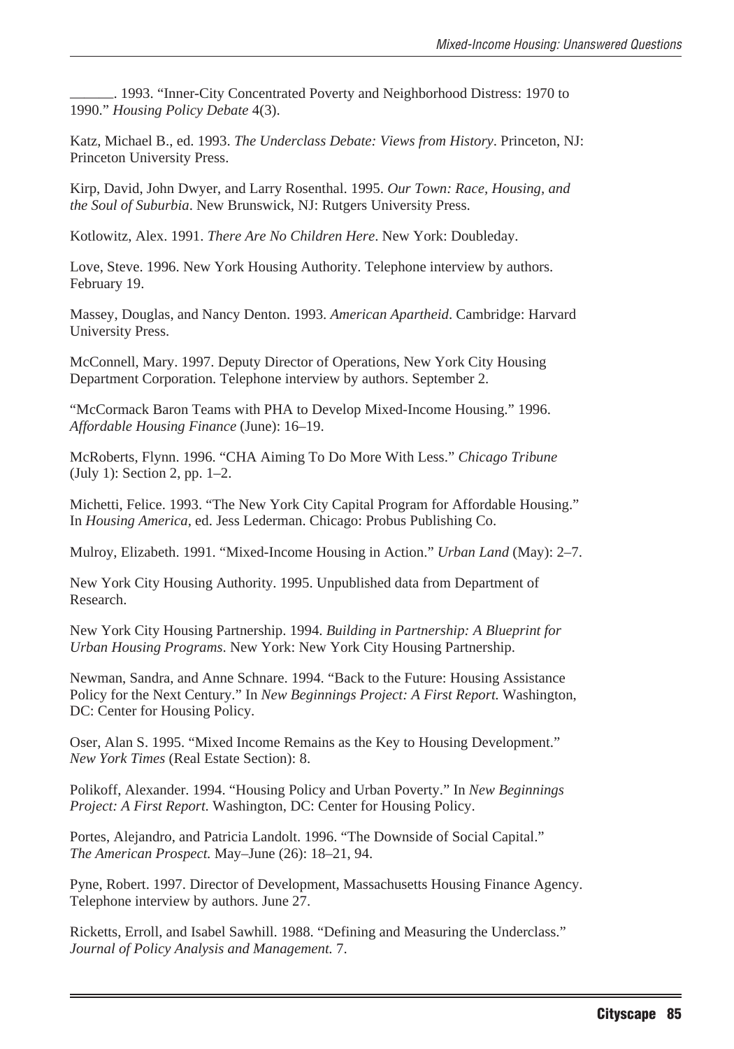______. 1993. “Inner-City Concentrated Poverty and Neighborhood Distress: 1970 to 1990.” *Housing Policy Debate* 4(3).

Katz, Michael B., ed. 1993. *The Underclass Debate: Views from History*. Princeton, NJ: Princeton University Press.

Kirp, David, John Dwyer, and Larry Rosenthal. 1995. *Our Town: Race, Housing, and the Soul of Suburbia*. New Brunswick, NJ: Rutgers University Press.

Kotlowitz, Alex. 1991. *There Are No Children Here*. New York: Doubleday.

Love, Steve. 1996. New York Housing Authority. Telephone interview by authors. February 19.

Massey, Douglas, and Nancy Denton. 1993. *American Apartheid*. Cambridge: Harvard University Press.

McConnell, Mary. 1997. Deputy Director of Operations, New York City Housing Department Corporation. Telephone interview by authors. September 2.

“McCormack Baron Teams with PHA to Develop Mixed-Income Housing.” 1996. *Affordable Housing Finance* (June): 16–19.

McRoberts, Flynn. 1996. “CHA Aiming To Do More With Less.” *Chicago Tribune* (July 1): Section 2, pp. 1–2.

Michetti, Felice. 1993. “The New York City Capital Program for Affordable Housing.” In *Housing America,* ed. Jess Lederman. Chicago: Probus Publishing Co.

Mulroy, Elizabeth. 1991. “Mixed-Income Housing in Action.” *Urban Land* (May): 2–7.

New York City Housing Authority. 1995. Unpublished data from Department of Research.

New York City Housing Partnership. 1994. *Building in Partnership: A Blueprint for Urban Housing Programs*. New York: New York City Housing Partnership.

Newman, Sandra, and Anne Schnare. 1994. “Back to the Future: Housing Assistance Policy for the Next Century.” In *New Beginnings Project: A First Report.* Washington, DC: Center for Housing Policy.

Oser, Alan S. 1995. “Mixed Income Remains as the Key to Housing Development.” *New York Times* (Real Estate Section): 8.

Polikoff, Alexander. 1994. “Housing Policy and Urban Poverty.” In *New Beginnings Project: A First Report.* Washington, DC: Center for Housing Policy.

Portes, Alejandro, and Patricia Landolt. 1996. “The Downside of Social Capital.” *The American Prospect.* May–June (26): 18–21, 94.

Pyne, Robert. 1997. Director of Development, Massachusetts Housing Finance Agency. Telephone interview by authors. June 27.

Ricketts, Erroll, and Isabel Sawhill. 1988. “Defining and Measuring the Underclass.” *Journal of Policy Analysis and Management.* 7.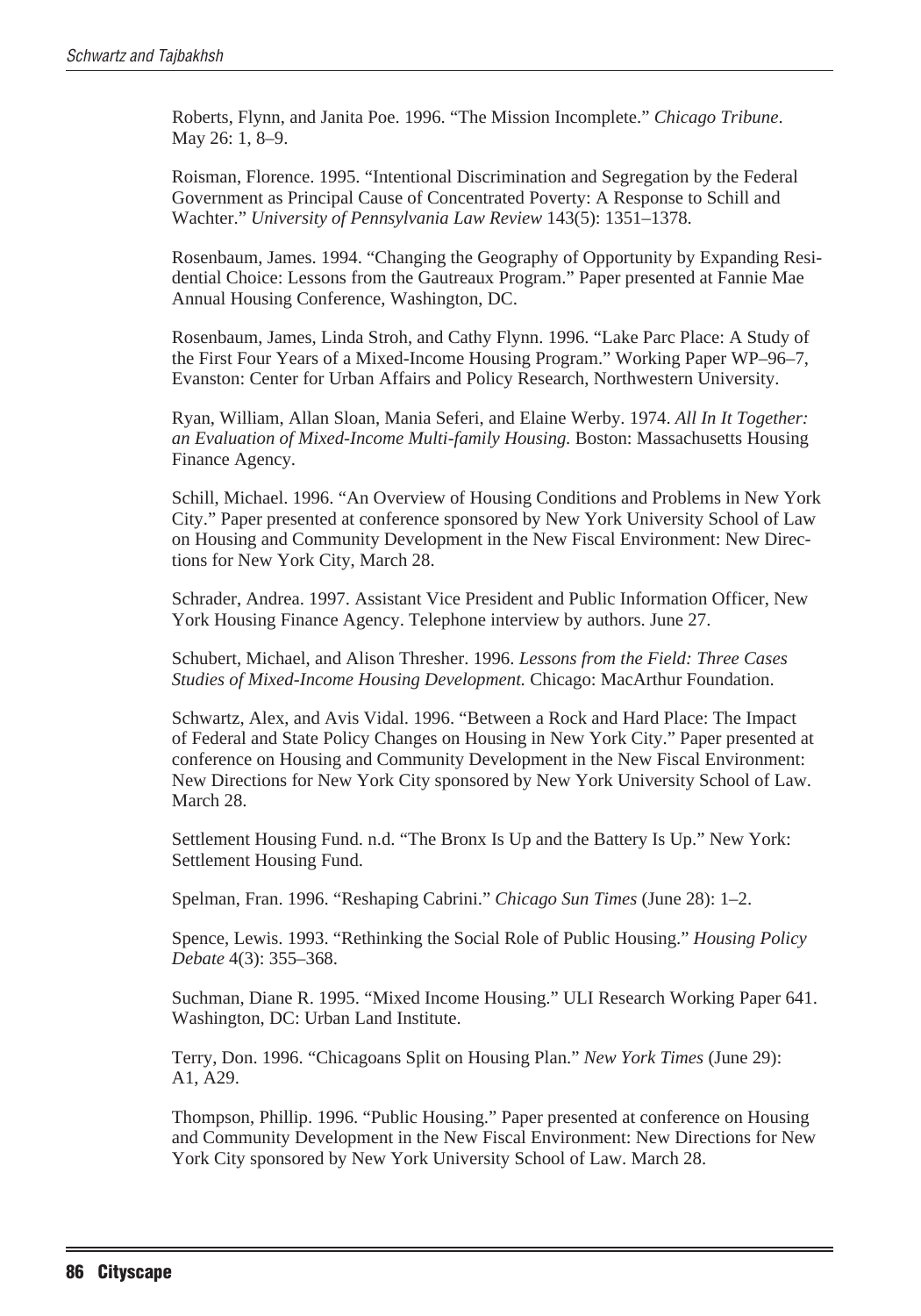Roberts, Flynn, and Janita Poe. 1996. "The Mission Incomplete." *Chicago Tribune*. May 26: 1, 8–9.

Roisman, Florence. 1995. "Intentional Discrimination and Segregation by the Federal Government as Principal Cause of Concentrated Poverty: A Response to Schill and Wachter." *University of Pennsylvania Law Review* 143(5): 1351–1378.

Rosenbaum, James. 1994. "Changing the Geography of Opportunity by Expanding Residential Choice: Lessons from the Gautreaux Program." Paper presented at Fannie Mae Annual Housing Conference, Washington, DC.

Rosenbaum, James, Linda Stroh, and Cathy Flynn. 1996. "Lake Parc Place: A Study of the First Four Years of a Mixed-Income Housing Program." Working Paper WP–96–7, Evanston: Center for Urban Affairs and Policy Research, Northwestern University.

Ryan, William, Allan Sloan, Mania Seferi, and Elaine Werby. 1974. *All In It Together: an Evaluation of Mixed-Income Multi-family Housing.* Boston: Massachusetts Housing Finance Agency.

Schill, Michael. 1996. "An Overview of Housing Conditions and Problems in New York City." Paper presented at conference sponsored by New York University School of Law on Housing and Community Development in the New Fiscal Environment: New Directions for New York City, March 28.

Schrader, Andrea. 1997. Assistant Vice President and Public Information Officer, New York Housing Finance Agency. Telephone interview by authors. June 27.

Schubert, Michael, and Alison Thresher. 1996. *Lessons from the Field: Three Cases Studies of Mixed-Income Housing Development.* Chicago: MacArthur Foundation.

Schwartz, Alex, and Avis Vidal. 1996. "Between a Rock and Hard Place: The Impact of Federal and State Policy Changes on Housing in New York City." Paper presented at conference on Housing and Community Development in the New Fiscal Environment: New Directions for New York City sponsored by New York University School of Law. March 28.

Settlement Housing Fund. n.d. "The Bronx Is Up and the Battery Is Up." New York: Settlement Housing Fund.

Spelman, Fran. 1996. "Reshaping Cabrini." *Chicago Sun Times* (June 28): 1–2.

Spence, Lewis. 1993. "Rethinking the Social Role of Public Housing." *Housing Policy Debate* 4(3): 355–368.

Suchman, Diane R. 1995. "Mixed Income Housing." ULI Research Working Paper 641. Washington, DC: Urban Land Institute.

Terry, Don. 1996. "Chicagoans Split on Housing Plan." *New York Times* (June 29): A1, A29.

Thompson, Phillip. 1996. "Public Housing." Paper presented at conference on Housing and Community Development in the New Fiscal Environment: New Directions for New York City sponsored by New York University School of Law. March 28.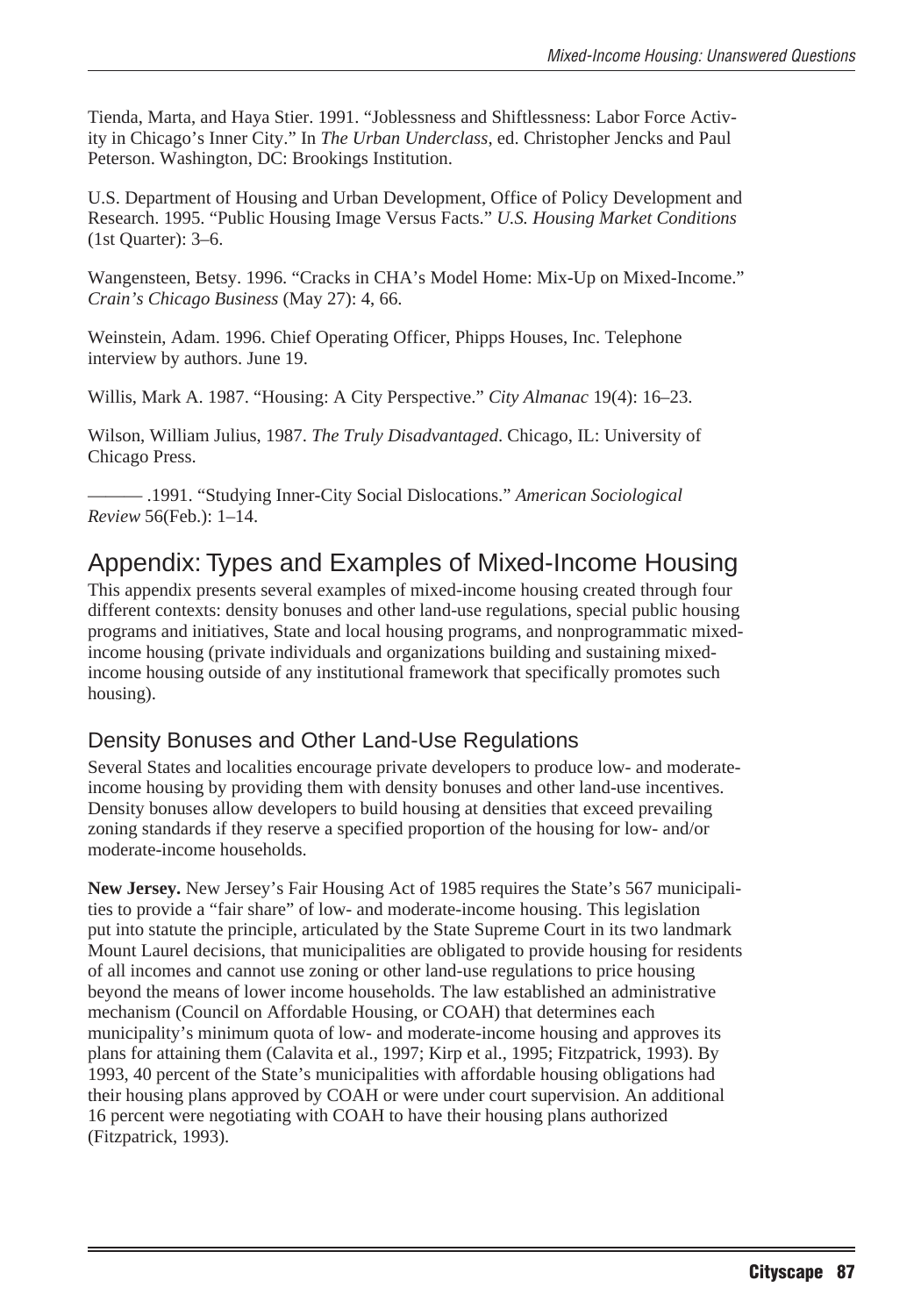Tienda, Marta, and Haya Stier. 1991. "Joblessness and Shiftlessness: Labor Force Activity in Chicago's Inner City." In *The Urban Underclass*, ed. Christopher Jencks and Paul Peterson. Washington, DC: Brookings Institution.

U.S. Department of Housing and Urban Development, Office of Policy Development and Research. 1995. "Public Housing Image Versus Facts." *U.S. Housing Market Conditions* (1st Quarter): 3–6.

Wangensteen, Betsy. 1996. "Cracks in CHA's Model Home: Mix-Up on Mixed-Income." *Crain's Chicago Business* (May 27): 4, 66.

Weinstein, Adam. 1996. Chief Operating Officer, Phipps Houses, Inc. Telephone interview by authors. June 19.

Willis, Mark A. 1987. "Housing: A City Perspective." *City Almanac* 19(4): 16–23.

Wilson, William Julius, 1987. *The Truly Disadvantaged*. Chicago, IL: University of Chicago Press.

——— .1991. "Studying Inner-City Social Dislocations." *American Sociological Review* 56(Feb.): 1–14.

## Appendix: Types and Examples of Mixed-Income Housing

This appendix presents several examples of mixed-income housing created through four different contexts: density bonuses and other land-use regulations, special public housing programs and initiatives, State and local housing programs, and nonprogrammatic mixed-income housing (private individuals and organizations building and sustaining mixed-income housing outside of any institutional framework that specifically promotes such housing).

### Density Bonuses and Other Land-Use Regulations

Several States and localities encourage private developers to produce low- and moderate-income housing by providing them with density bonuses and other land-use incentives. Density bonuses allow developers to build housing at densities that exceed prevailing zoning standards if they reserve a specified proportion of the housing for low- and/or moderate-income households.

**New Jersey.** New Jersey's Fair Housing Act of 1985 requires the State's 567 municipalities to provide a "fair share" of low- and moderate-income housing. This legislation put into statute the principle, articulated by the State Supreme Court in its two landmark Mount Laurel decisions, that municipalities are obligated to provide housing for residents of all incomes and cannot use zoning or other land-use regulations to price housing beyond the means of lower income households. The law established an administrative mechanism (Council on Affordable Housing, or COAH) that determines each municipality's minimum quota of low- and moderate-income housing and approves its plans for attaining them (Calavita et al., 1997; Kirp et al., 1995; Fitzpatrick, 1993). By 1993, 40 percent of the State's municipalities with affordable housing obligations had their housing plans approved by COAH or were under court supervision. An additional 16 percent were negotiating with COAH to have their housing plans authorized (Fitzpatrick, 1993).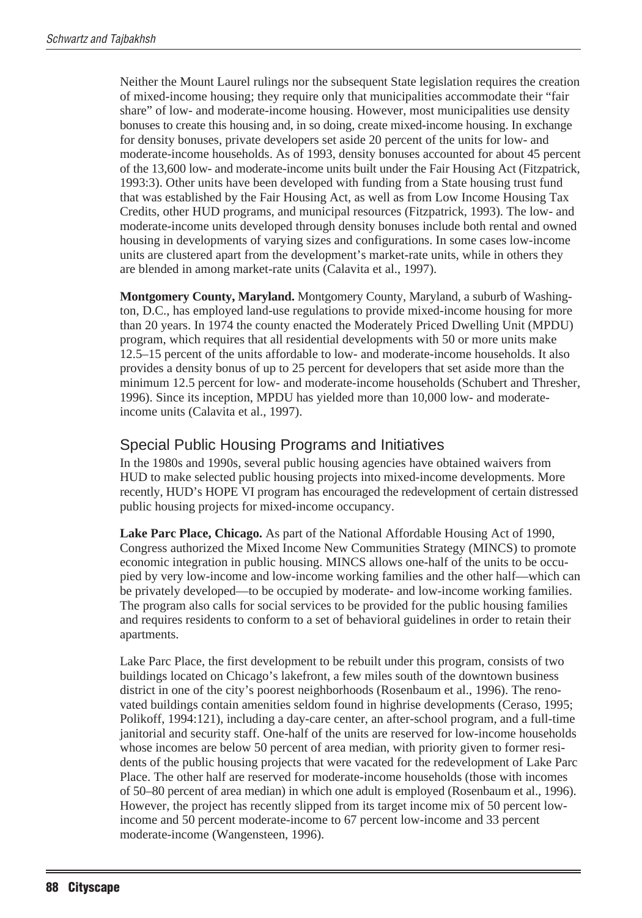Neither the Mount Laurel rulings nor the subsequent State legislation requires the creation of mixed-income housing; they require only that municipalities accommodate their "fair share" of low- and moderate-income housing. However, most municipalities use density bonuses to create this housing and, in so doing, create mixed-income housing. In exchange for density bonuses, private developers set aside 20 percent of the units for low- and moderate-income households. As of 1993, density bonuses accounted for about 45 percent of the 13,600 low- and moderate-income units built under the Fair Housing Act (Fitzpatrick, 1993:3). Other units have been developed with funding from a State housing trust fund that was established by the Fair Housing Act, as well as from Low Income Housing Tax Credits, other HUD programs, and municipal resources (Fitzpatrick, 1993). The low- and moderate-income units developed through density bonuses include both rental and owned housing in developments of varying sizes and configurations. In some cases low-income units are clustered apart from the development's market-rate units, while in others they are blended in among market-rate units (Calavita et al., 1997).

**Montgomery County, Maryland.** Montgomery County, Maryland, a suburb of Washington, D.C., has employed land-use regulations to provide mixed-income housing for more than 20 years. In 1974 the county enacted the Moderately Priced Dwelling Unit (MPDU) program, which requires that all residential developments with 50 or more units make 12.5–15 percent of the units affordable to low- and moderate-income households. It also provides a density bonus of up to 25 percent for developers that set aside more than the minimum 12.5 percent for low- and moderate-income households (Schubert and Thresher, 1996). Since its inception, MPDU has yielded more than 10,000 low- and moderate-income units (Calavita et al., 1997).

## Special Public Housing Programs and Initiatives

In the 1980s and 1990s, several public housing agencies have obtained waivers from HUD to make selected public housing projects into mixed-income developments. More recently, HUD's HOPE VI program has encouraged the redevelopment of certain distressed public housing projects for mixed-income occupancy.

**Lake Parc Place, Chicago.** As part of the National Affordable Housing Act of 1990, Congress authorized the Mixed Income New Communities Strategy (MINCS) to promote economic integration in public housing. MINCS allows one-half of the units to be occupied by very low-income and low-income working families and the other half—which can be privately developed—to be occupied by moderate- and low-income working families. The program also calls for social services to be provided for the public housing families and requires residents to conform to a set of behavioral guidelines in order to retain their apartments.

Lake Parc Place, the first development to be rebuilt under this program, consists of two buildings located on Chicago's lakefront, a few miles south of the downtown business district in one of the city's poorest neighborhoods (Rosenbaum et al., 1996). The renovated buildings contain amenities seldom found in highrise developments (Ceraso, 1995; Polikoff, 1994:121), including a day-care center, an after-school program, and a full-time janitorial and security staff. One-half of the units are reserved for low-income households whose incomes are below 50 percent of area median, with priority given to former residents of the public housing projects that were vacated for the redevelopment of Lake Parc Place. The other half are reserved for moderate-income households (those with incomes of 50–80 percent of area median) in which one adult is employed (Rosenbaum et al., 1996). However, the project has recently slipped from its target income mix of 50 percent low-income and 50 percent moderate-income to 67 percent low-income and 33 percent moderate-income (Wangensteen, 1996).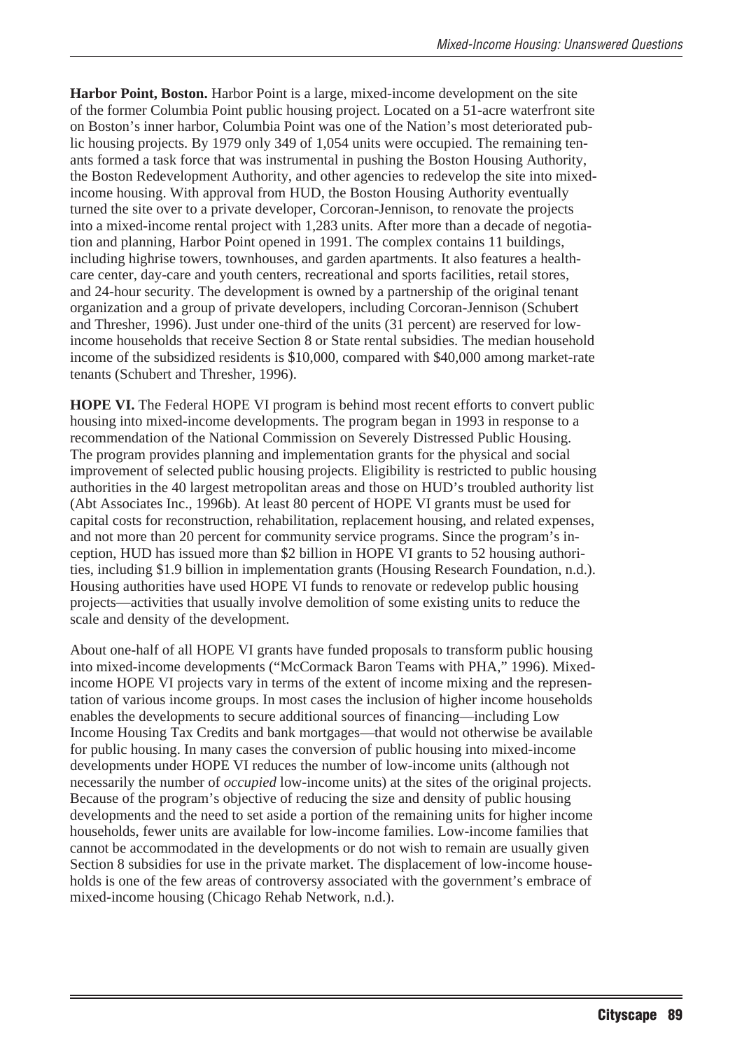**Harbor Point, Boston.** Harbor Point is a large, mixed-income development on the site of the former Columbia Point public housing project. Located on a 51-acre waterfront site on Boston's inner harbor, Columbia Point was one of the Nation's most deteriorated public housing projects. By 1979 only 349 of 1,054 units were occupied. The remaining tenants formed a task force that was instrumental in pushing the Boston Housing Authority, the Boston Redevelopment Authority, and other agencies to redevelop the site into mixed-income housing. With approval from HUD, the Boston Housing Authority eventually turned the site over to a private developer, Corcoran-Jennison, to renovate the projects into a mixed-income rental project with 1,283 units. After more than a decade of negotiation and planning, Harbor Point opened in 1991. The complex contains 11 buildings, including highrise towers, townhouses, and garden apartments. It also features a health-care center, day-care and youth centers, recreational and sports facilities, retail stores, and 24-hour security. The development is owned by a partnership of the original tenant organization and a group of private developers, including Corcoran-Jennison (Schubert and Thresher, 1996). Just under one-third of the units (31 percent) are reserved for low-income households that receive Section 8 or State rental subsidies. The median household income of the subsidized residents is $10,000, compared with $40,000 among market-rate tenants (Schubert and Thresher, 1996).

**HOPE VI.** The Federal HOPE VI program is behind most recent efforts to convert public housing into mixed-income developments. The program began in 1993 in response to a recommendation of the National Commission on Severely Distressed Public Housing. The program provides planning and implementation grants for the physical and social improvement of selected public housing projects. Eligibility is restricted to public housing authorities in the 40 largest metropolitan areas and those on HUD's troubled authority list (Abt Associates Inc., 1996b). At least 80 percent of HOPE VI grants must be used for capital costs for reconstruction, rehabilitation, replacement housing, and related expenses, and not more than 20 percent for community service programs. Since the program's inception, HUD has issued more than $2 billion in HOPE VI grants to 52 housing authorities, including $1.9 billion in implementation grants (Housing Research Foundation, n.d.). Housing authorities have used HOPE VI funds to renovate or redevelop public housing projects—activities that usually involve demolition of some existing units to reduce the scale and density of the development.

About one-half of all HOPE VI grants have funded proposals to transform public housing into mixed-income developments ("McCormack Baron Teams with PHA," 1996). Mixed-income HOPE VI projects vary in terms of the extent of income mixing and the representation of various income groups. In most cases the inclusion of higher income households enables the developments to secure additional sources of financing—including Low Income Housing Tax Credits and bank mortgages—that would not otherwise be available for public housing. In many cases the conversion of public housing into mixed-income developments under HOPE VI reduces the number of low-income units (although not necessarily the number of *occupied* low-income units) at the sites of the original projects. Because of the program's objective of reducing the size and density of public housing developments and the need to set aside a portion of the remaining units for higher income households, fewer units are available for low-income families. Low-income families that cannot be accommodated in the developments or do not wish to remain are usually given Section 8 subsidies for use in the private market. The displacement of low-income households is one of the few areas of controversy associated with the government's embrace of mixed-income housing (Chicago Rehab Network, n.d.).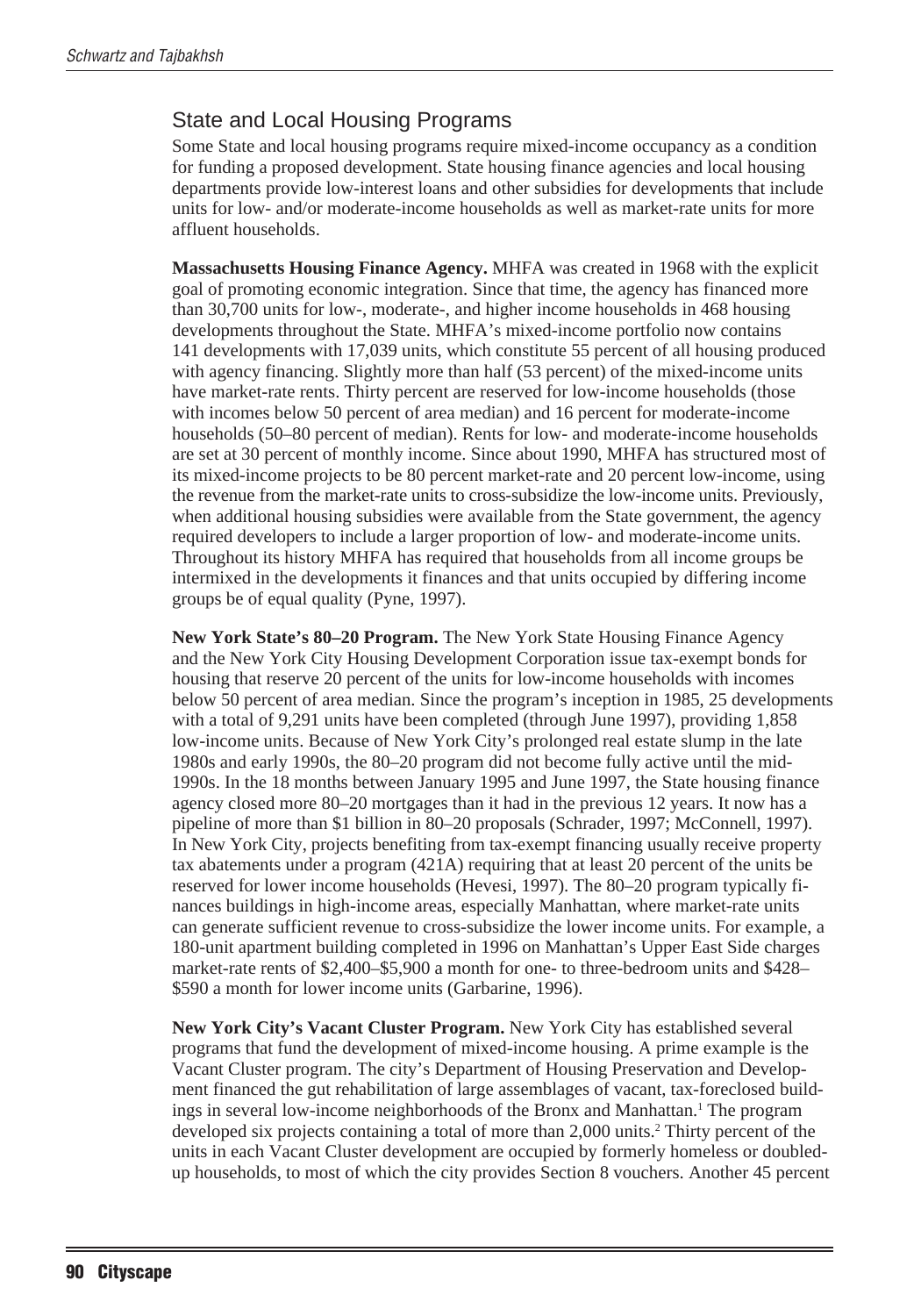## State and Local Housing Programs

Some State and local housing programs require mixed-income occupancy as a condition for funding a proposed development. State housing finance agencies and local housing departments provide low-interest loans and other subsidies for developments that include units for low- and/or moderate-income households as well as market-rate units for more affluent households.

**Massachusetts Housing Finance Agency.** MHFA was created in 1968 with the explicit goal of promoting economic integration. Since that time, the agency has financed more than 30,700 units for low-, moderate-, and higher income households in 468 housing developments throughout the State. MHFA's mixed-income portfolio now contains 141 developments with 17,039 units, which constitute 55 percent of all housing produced with agency financing. Slightly more than half (53 percent) of the mixed-income units have market-rate rents. Thirty percent are reserved for low-income households (those with incomes below 50 percent of area median) and 16 percent for moderate-income households (50–80 percent of median). Rents for low- and moderate-income households are set at 30 percent of monthly income. Since about 1990, MHFA has structured most of its mixed-income projects to be 80 percent market-rate and 20 percent low-income, using the revenue from the market-rate units to cross-subsidize the low-income units. Previously, when additional housing subsidies were available from the State government, the agency required developers to include a larger proportion of low- and moderate-income units. Throughout its history MHFA has required that households from all income groups be intermixed in the developments it finances and that units occupied by differing income groups be of equal quality (Pyne, 1997).

**New York State's 80–20 Program.** The New York State Housing Finance Agency and the New York City Housing Development Corporation issue tax-exempt bonds for housing that reserve 20 percent of the units for low-income households with incomes below 50 percent of area median. Since the program's inception in 1985, 25 developments with a total of 9,291 units have been completed (through June 1997), providing 1,858 low-income units. Because of New York City's prolonged real estate slump in the late 1980s and early 1990s, the 80–20 program did not become fully active until the mid-1990s. In the 18 months between January 1995 and June 1997, the State housing finance agency closed more 80–20 mortgages than it had in the previous 12 years. It now has a pipeline of more than $1 billion in 80–20 proposals (Schrader, 1997; McConnell, 1997). In New York City, projects benefiting from tax-exempt financing usually receive property tax abatements under a program (421A) requiring that at least 20 percent of the units be reserved for lower income households (Hevesi, 1997). The 80–20 program typically finances buildings in high-income areas, especially Manhattan, where market-rate units can generate sufficient revenue to cross-subsidize the lower income units. For example, a 180-unit apartment building completed in 1996 on Manhattan's Upper East Side charges market-rate rents of $2,400–$5,900 a month for one- to three-bedroom units and $428–$590 a month for lower income units (Garbarine, 1996).

**New York City's Vacant Cluster Program.** New York City has established several programs that fund the development of mixed-income housing. A prime example is the Vacant Cluster program. The city's Department of Housing Preservation and Development financed the gut rehabilitation of large assemblages of vacant, tax-foreclosed buildings in several low-income neighborhoods of the Bronx and Manhattan.[1] The program developed six projects containing a total of more than 2,000 units.[2] Thirty percent of the units in each Vacant Cluster development are occupied by formerly homeless or doubled-up households, to most of which the city provides Section 8 vouchers. Another 45 percent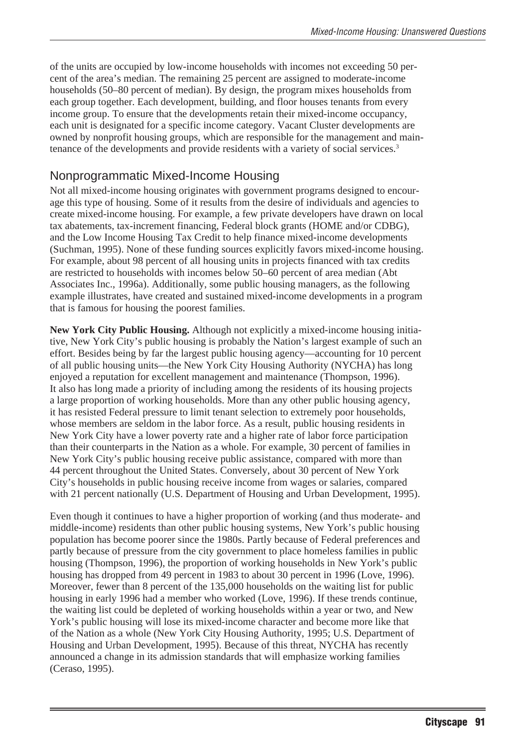of the units are occupied by low-income households with incomes not exceeding 50 percent of the area's median. The remaining 25 percent are assigned to moderate-income households (50–80 percent of median). By design, the program mixes households from each group together. Each development, building, and floor houses tenants from every income group. To ensure that the developments retain their mixed-income occupancy, each unit is designated for a specific income category. Vacant Cluster developments are owned by nonprofit housing groups, which are responsible for the management and maintenance of the developments and provide residents with a variety of social services.[3]

## Nonprogrammatic Mixed-Income Housing

Not all mixed-income housing originates with government programs designed to encourage this type of housing. Some of it results from the desire of individuals and agencies to create mixed-income housing. For example, a few private developers have drawn on local tax abatements, tax-increment financing, Federal block grants (HOME and/or CDBG), and the Low Income Housing Tax Credit to help finance mixed-income developments (Suchman, 1995). None of these funding sources explicitly favors mixed-income housing. For example, about 98 percent of all housing units in projects financed with tax credits are restricted to households with incomes below 50–60 percent of area median (Abt Associates Inc., 1996a). Additionally, some public housing managers, as the following example illustrates, have created and sustained mixed-income developments in a program that is famous for housing the poorest families.

**New York City Public Housing.** Although not explicitly a mixed-income housing initiative, New York City's public housing is probably the Nation's largest example of such an effort. Besides being by far the largest public housing agency—accounting for 10 percent of all public housing units—the New York City Housing Authority (NYCHA) has long enjoyed a reputation for excellent management and maintenance (Thompson, 1996). It also has long made a priority of including among the residents of its housing projects a large proportion of working households. More than any other public housing agency, it has resisted Federal pressure to limit tenant selection to extremely poor households, whose members are seldom in the labor force. As a result, public housing residents in New York City have a lower poverty rate and a higher rate of labor force participation than their counterparts in the Nation as a whole. For example, 30 percent of families in New York City's public housing receive public assistance, compared with more than 44 percent throughout the United States. Conversely, about 30 percent of New York City's households in public housing receive income from wages or salaries, compared with 21 percent nationally (U.S. Department of Housing and Urban Development, 1995).

Even though it continues to have a higher proportion of working (and thus moderate- and middle-income) residents than other public housing systems, New York's public housing population has become poorer since the 1980s. Partly because of Federal preferences and partly because of pressure from the city government to place homeless families in public housing (Thompson, 1996), the proportion of working households in New York's public housing has dropped from 49 percent in 1983 to about 30 percent in 1996 (Love, 1996). Moreover, fewer than 8 percent of the 135,000 households on the waiting list for public housing in early 1996 had a member who worked (Love, 1996). If these trends continue, the waiting list could be depleted of working households within a year or two, and New York's public housing will lose its mixed-income character and become more like that of the Nation as a whole (New York City Housing Authority, 1995; U.S. Department of Housing and Urban Development, 1995). Because of this threat, NYCHA has recently announced a change in its admission standards that will emphasize working families (Ceraso, 1995).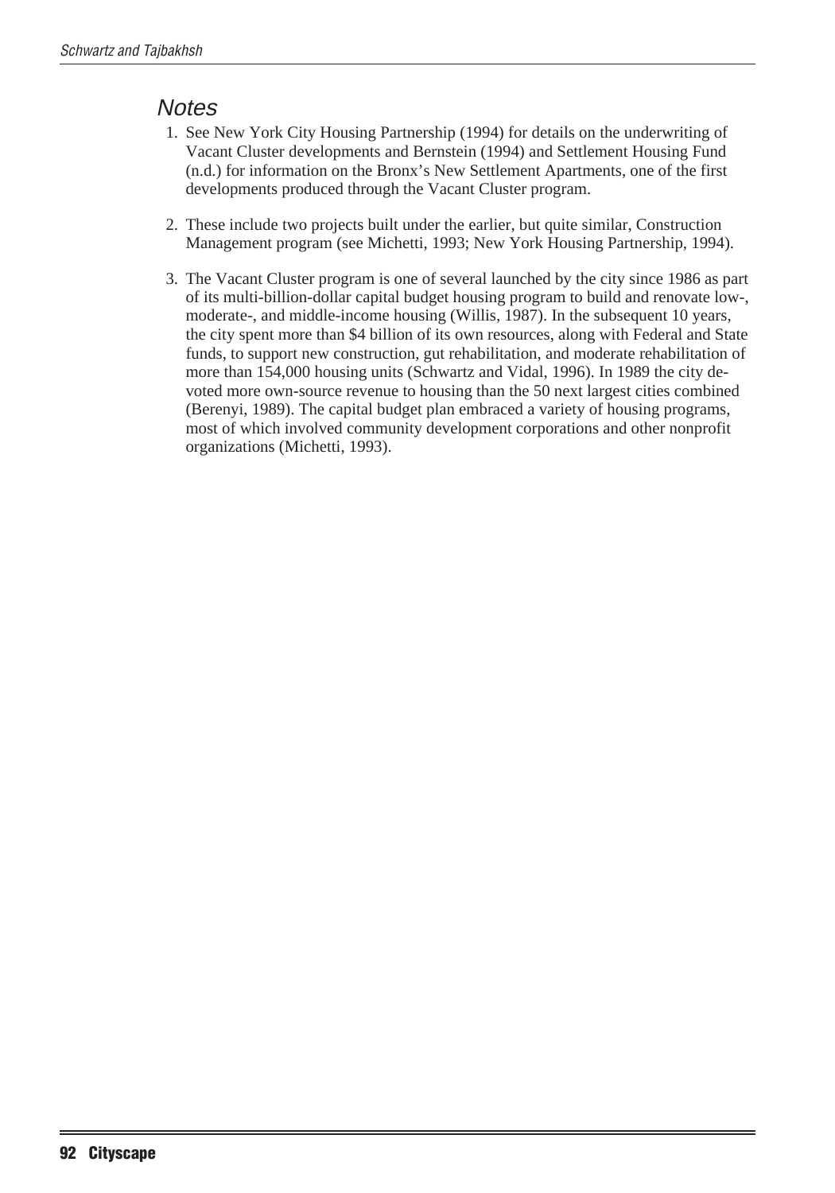## Notes

1. See New York City Housing Partnership (1994) for details on the underwriting of Vacant Cluster developments and Bernstein (1994) and Settlement Housing Fund (n.d.) for information on the Bronx's New Settlement Apartments, one of the first developments produced through the Vacant Cluster program.

2. These include two projects built under the earlier, but quite similar, Construction Management program (see Michetti, 1993; New York Housing Partnership, 1994).

3. The Vacant Cluster program is one of several launched by the city since 1986 as part of its multi-billion-dollar capital budget housing program to build and renovate low-, moderate-, and middle-income housing (Willis, 1987). In the subsequent 10 years, the city spent more than $4 billion of its own resources, along with Federal and State funds, to support new construction, gut rehabilitation, and moderate rehabilitation of more than 154,000 housing units (Schwartz and Vidal, 1996). In 1989 the city devoted more own-source revenue to housing than the 50 next largest cities combined (Berenyi, 1989). The capital budget plan embraced a variety of housing programs, most of which involved community development corporations and other nonprofit organizations (Michetti, 1993).